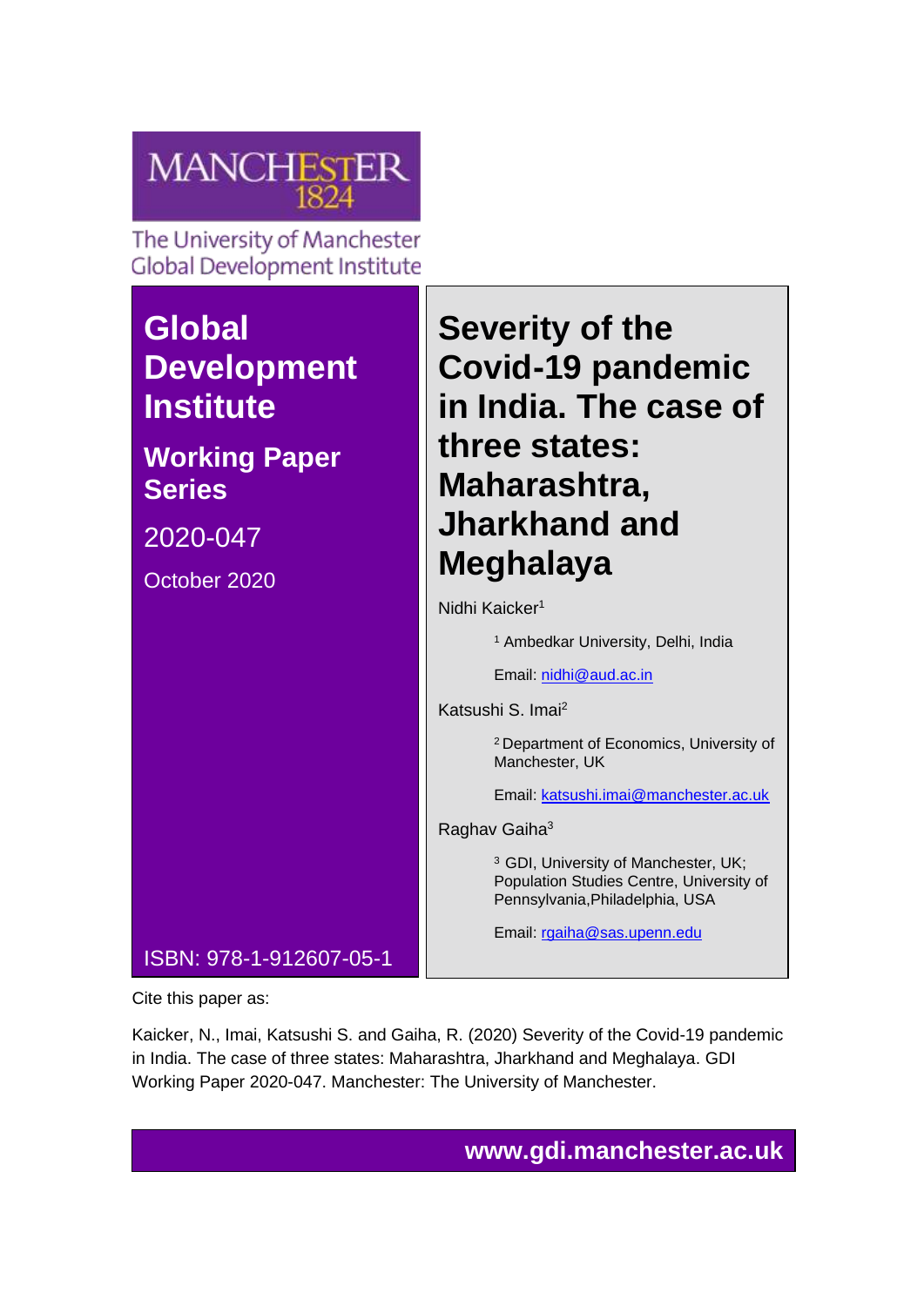MANCHESTER 1824

The University of Manchester
Global Development Institute

# Global Development Institute

## Working Paper Series

2020-047

October 2020

ISBN: 978-1-912607-05-1

# Severity of the Covid-19 pandemic in India. The case of three states: Maharashtra, Jharkhand and Meghalaya

Nidhi Kaicker[1]

[1] Ambedkar University, Delhi, India

Email: nidhi@aud.ac.in

Katsushi S. Imai[2]

[2] Department of Economics, University of Manchester, UK

Email: katsushi.imai@manchester.ac.uk

Raghav Gaiha[3]

[3] GDI, University of Manchester, UK; Population Studies Centre, University of Pennsylvania, Philadelphia, USA

Email: rgaiha@sas.upenn.edu

Cite this paper as:

Kaicker, N., Imai, Katsushi S. and Gaiha, R. (2020) Severity of the Covid-19 pandemic in India. The case of three states: Maharashtra, Jharkhand and Meghalaya. GDI Working Paper 2020-047. Manchester: The University of Manchester.

www.gdi.manchester.ac.uk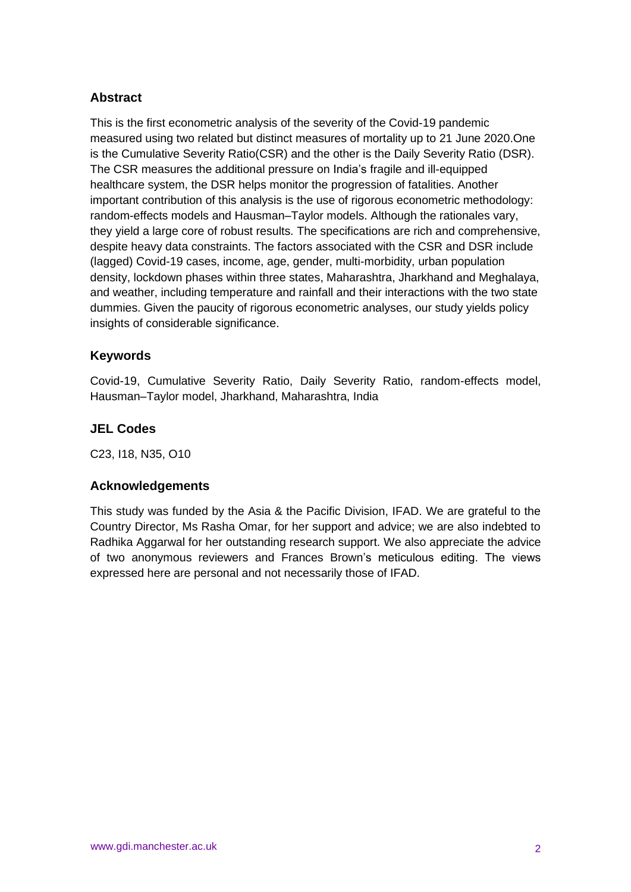## Abstract

This is the first econometric analysis of the severity of the Covid-19 pandemic measured using two related but distinct measures of mortality up to 21 June 2020.One is the Cumulative Severity Ratio(CSR) and the other is the Daily Severity Ratio (DSR). The CSR measures the additional pressure on India's fragile and ill-equipped healthcare system, the DSR helps monitor the progression of fatalities. Another important contribution of this analysis is the use of rigorous econometric methodology: random-effects models and Hausman–Taylor models. Although the rationales vary, they yield a large core of robust results. The specifications are rich and comprehensive, despite heavy data constraints. The factors associated with the CSR and DSR include (lagged) Covid-19 cases, income, age, gender, multi-morbidity, urban population density, lockdown phases within three states, Maharashtra, Jharkhand and Meghalaya, and weather, including temperature and rainfall and their interactions with the two state dummies. Given the paucity of rigorous econometric analyses, our study yields policy insights of considerable significance.

## Keywords

Covid-19, Cumulative Severity Ratio, Daily Severity Ratio, random-effects model, Hausman–Taylor model, Jharkhand, Maharashtra, India

## JEL Codes

C23, I18, N35, O10

## Acknowledgements

This study was funded by the Asia & the Pacific Division, IFAD. We are grateful to the Country Director, Ms Rasha Omar, for her support and advice; we are also indebted to Radhika Aggarwal for her outstanding research support. We also appreciate the advice of two anonymous reviewers and Frances Brown's meticulous editing. The views expressed here are personal and not necessarily those of IFAD.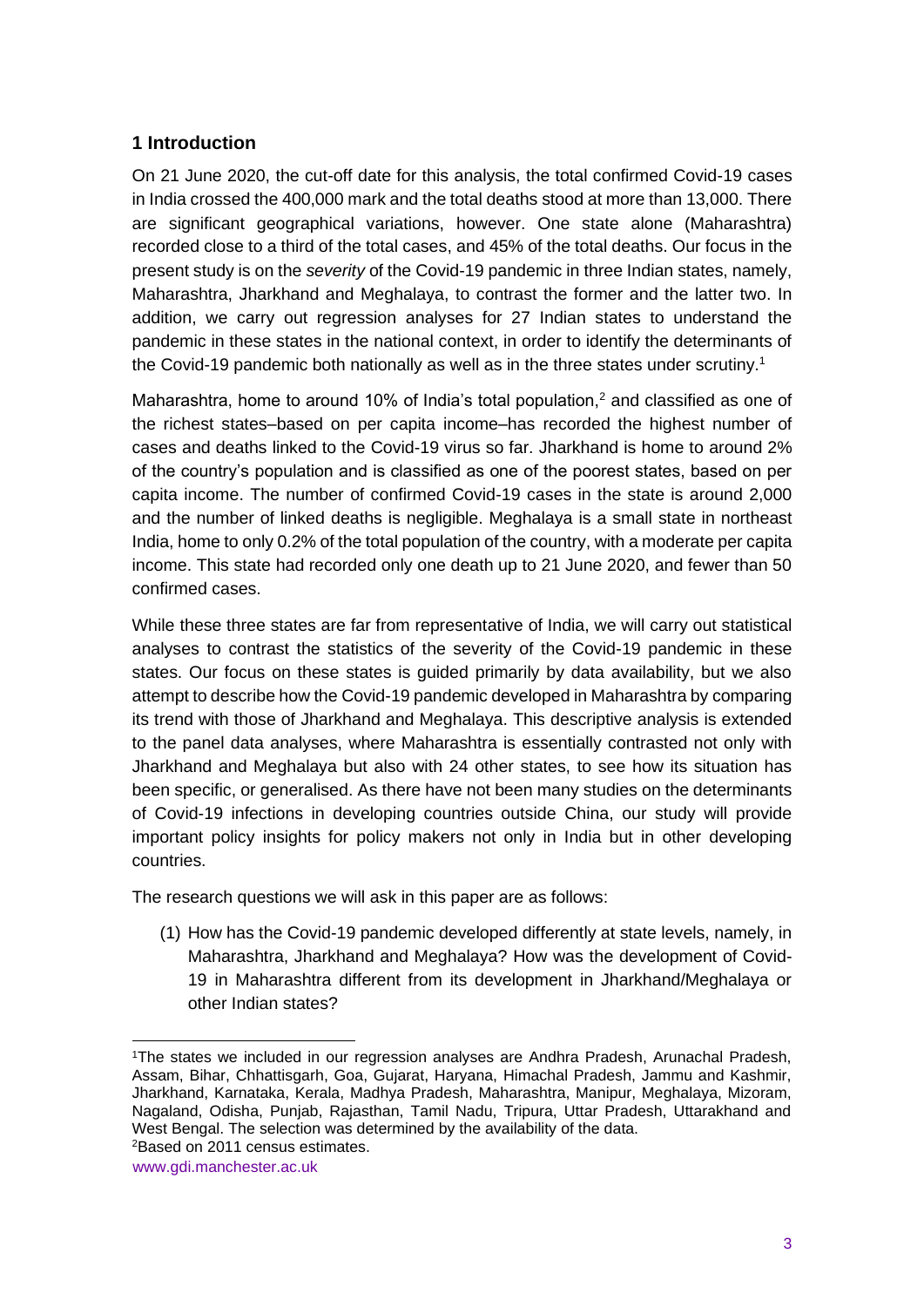## 1 Introduction

On 21 June 2020, the cut-off date for this analysis, the total confirmed Covid-19 cases in India crossed the 400,000 mark and the total deaths stood at more than 13,000. There are significant geographical variations, however. One state alone (Maharashtra) recorded close to a third of the total cases, and 45% of the total deaths. Our focus in the present study is on the *severity* of the Covid-19 pandemic in three Indian states, namely, Maharashtra, Jharkhand and Meghalaya, to contrast the former and the latter two. In addition, we carry out regression analyses for 27 Indian states to understand the pandemic in these states in the national context, in order to identify the determinants of the Covid-19 pandemic both nationally as well as in the three states under scrutiny.[1]

Maharashtra, home to around 10% of India's total population,[2] and classified as one of the richest states–based on per capita income–has recorded the highest number of cases and deaths linked to the Covid-19 virus so far. Jharkhand is home to around 2% of the country's population and is classified as one of the poorest states, based on per capita income. The number of confirmed Covid-19 cases in the state is around 2,000 and the number of linked deaths is negligible. Meghalaya is a small state in northeast India, home to only 0.2% of the total population of the country, with a moderate per capita income. This state had recorded only one death up to 21 June 2020, and fewer than 50 confirmed cases.

While these three states are far from representative of India, we will carry out statistical analyses to contrast the statistics of the severity of the Covid-19 pandemic in these states. Our focus on these states is guided primarily by data availability, but we also attempt to describe how the Covid-19 pandemic developed in Maharashtra by comparing its trend with those of Jharkhand and Meghalaya. This descriptive analysis is extended to the panel data analyses, where Maharashtra is essentially contrasted not only with Jharkhand and Meghalaya but also with 24 other states, to see how its situation has been specific, or generalised. As there have not been many studies on the determinants of Covid-19 infections in developing countries outside China, our study will provide important policy insights for policy makers not only in India but in other developing countries.

The research questions we will ask in this paper are as follows:

(1) How has the Covid-19 pandemic developed differently at state levels, namely, in Maharashtra, Jharkhand and Meghalaya? How was the development of Covid-19 in Maharashtra different from its development in Jharkhand/Meghalaya or other Indian states?

---

[1]The states we included in our regression analyses are Andhra Pradesh, Arunachal Pradesh, Assam, Bihar, Chhattisgarh, Goa, Gujarat, Haryana, Himachal Pradesh, Jammu and Kashmir, Jharkhand, Karnataka, Kerala, Madhya Pradesh, Maharashtra, Manipur, Meghalaya, Mizoram, Nagaland, Odisha, Punjab, Rajasthan, Tamil Nadu, Tripura, Uttar Pradesh, Uttarakhand and West Bengal. The selection was determined by the availability of the data.

[2]Based on 2011 census estimates.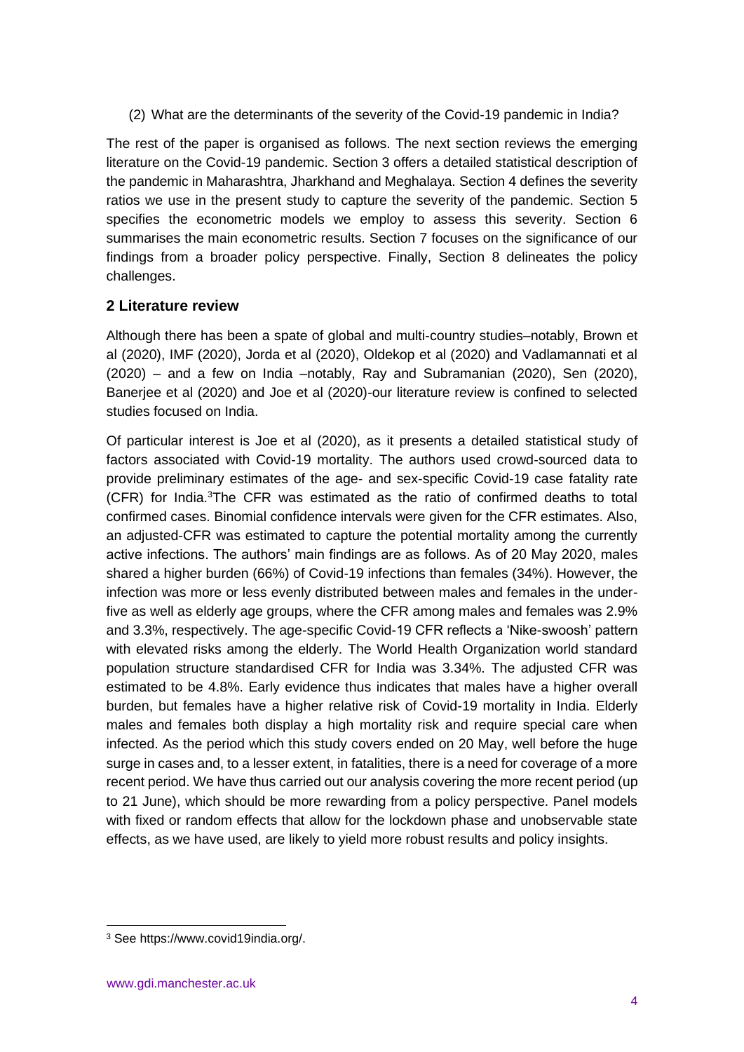(2) What are the determinants of the severity of the Covid-19 pandemic in India?

The rest of the paper is organised as follows. The next section reviews the emerging literature on the Covid-19 pandemic. Section 3 offers a detailed statistical description of the pandemic in Maharashtra, Jharkhand and Meghalaya. Section 4 defines the severity ratios we use in the present study to capture the severity of the pandemic. Section 5 specifies the econometric models we employ to assess this severity. Section 6 summarises the main econometric results. Section 7 focuses on the significance of our findings from a broader policy perspective. Finally, Section 8 delineates the policy challenges.

## 2 Literature review

Although there has been a spate of global and multi-country studies–notably, Brown et al (2020), IMF (2020), Jorda et al (2020), Oldekop et al (2020) and Vadlamannati et al (2020) – and a few on India –notably, Ray and Subramanian (2020), Sen (2020), Banerjee et al (2020) and Joe et al (2020)-our literature review is confined to selected studies focused on India.

Of particular interest is Joe et al (2020), as it presents a detailed statistical study of factors associated with Covid-19 mortality. The authors used crowd-sourced data to provide preliminary estimates of the age- and sex-specific Covid-19 case fatality rate (CFR) for India.[3]The CFR was estimated as the ratio of confirmed deaths to total confirmed cases. Binomial confidence intervals were given for the CFR estimates. Also, an adjusted-CFR was estimated to capture the potential mortality among the currently active infections. The authors' main findings are as follows. As of 20 May 2020, males shared a higher burden (66%) of Covid-19 infections than females (34%). However, the infection was more or less evenly distributed between males and females in the under-five as well as elderly age groups, where the CFR among males and females was 2.9% and 3.3%, respectively. The age-specific Covid-19 CFR reflects a 'Nike-swoosh' pattern with elevated risks among the elderly. The World Health Organization world standard population structure standardised CFR for India was 3.34%. The adjusted CFR was estimated to be 4.8%. Early evidence thus indicates that males have a higher overall burden, but females have a higher relative risk of Covid-19 mortality in India. Elderly males and females both display a high mortality risk and require special care when infected. As the period which this study covers ended on 20 May, well before the huge surge in cases and, to a lesser extent, in fatalities, there is a need for coverage of a more recent period. We have thus carried out our analysis covering the more recent period (up to 21 June), which should be more rewarding from a policy perspective. Panel models with fixed or random effects that allow for the lockdown phase and unobservable state effects, as we have used, are likely to yield more robust results and policy insights.

---

[3] See https://www.covid19india.org/.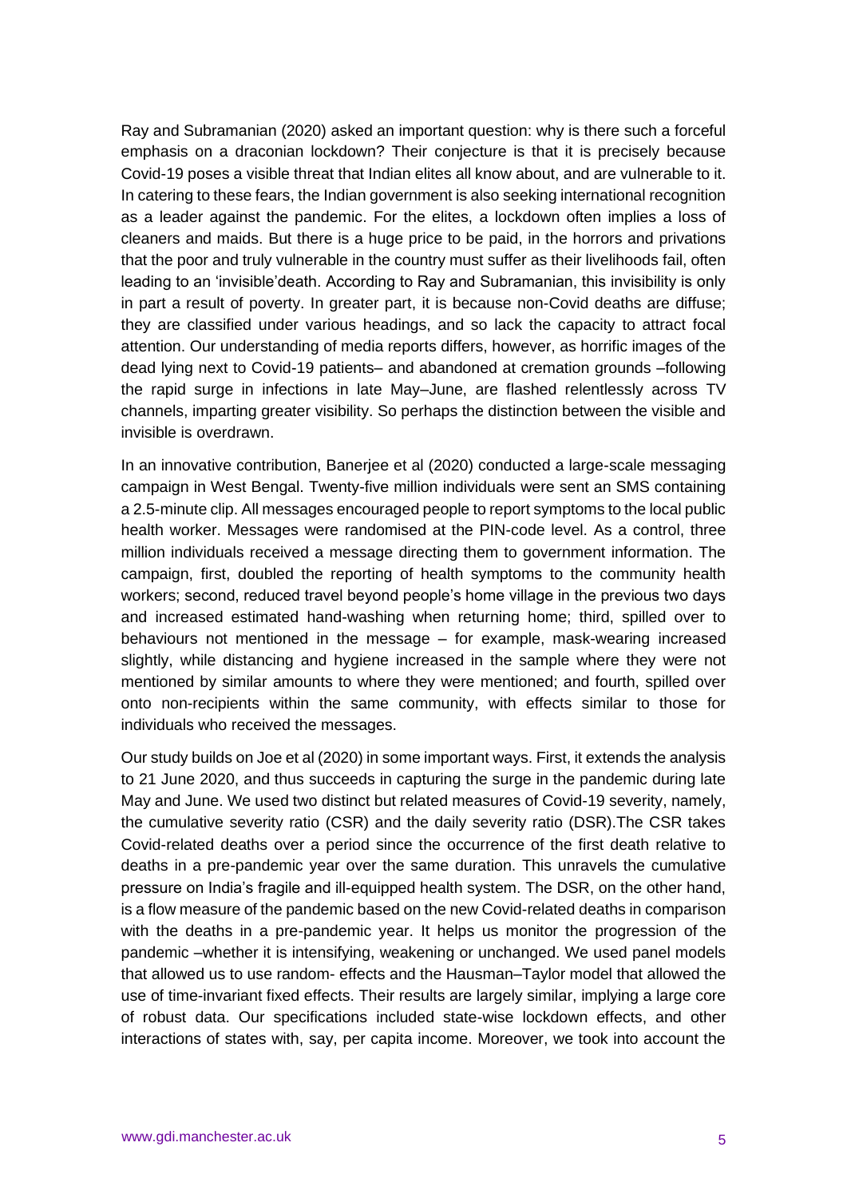Ray and Subramanian (2020) asked an important question: why is there such a forceful emphasis on a draconian lockdown? Their conjecture is that it is precisely because Covid-19 poses a visible threat that Indian elites all know about, and are vulnerable to it. In catering to these fears, the Indian government is also seeking international recognition as a leader against the pandemic. For the elites, a lockdown often implies a loss of cleaners and maids. But there is a huge price to be paid, in the horrors and privations that the poor and truly vulnerable in the country must suffer as their livelihoods fail, often leading to an 'invisible'death. According to Ray and Subramanian, this invisibility is only in part a result of poverty. In greater part, it is because non-Covid deaths are diffuse; they are classified under various headings, and so lack the capacity to attract focal attention. Our understanding of media reports differs, however, as horrific images of the dead lying next to Covid-19 patients– and abandoned at cremation grounds –following the rapid surge in infections in late May–June, are flashed relentlessly across TV channels, imparting greater visibility. So perhaps the distinction between the visible and invisible is overdrawn.

In an innovative contribution, Banerjee et al (2020) conducted a large-scale messaging campaign in West Bengal. Twenty-five million individuals were sent an SMS containing a 2.5-minute clip. All messages encouraged people to report symptoms to the local public health worker. Messages were randomised at the PIN-code level. As a control, three million individuals received a message directing them to government information. The campaign, first, doubled the reporting of health symptoms to the community health workers; second, reduced travel beyond people's home village in the previous two days and increased estimated hand-washing when returning home; third, spilled over to behaviours not mentioned in the message – for example, mask-wearing increased slightly, while distancing and hygiene increased in the sample where they were not mentioned by similar amounts to where they were mentioned; and fourth, spilled over onto non-recipients within the same community, with effects similar to those for individuals who received the messages.

Our study builds on Joe et al (2020) in some important ways. First, it extends the analysis to 21 June 2020, and thus succeeds in capturing the surge in the pandemic during late May and June. We used two distinct but related measures of Covid-19 severity, namely, the cumulative severity ratio (CSR) and the daily severity ratio (DSR).The CSR takes Covid-related deaths over a period since the occurrence of the first death relative to deaths in a pre-pandemic year over the same duration. This unravels the cumulative pressure on India's fragile and ill-equipped health system. The DSR, on the other hand, is a flow measure of the pandemic based on the new Covid-related deaths in comparison with the deaths in a pre-pandemic year. It helps us monitor the progression of the pandemic –whether it is intensifying, weakening or unchanged. We used panel models that allowed us to use random- effects and the Hausman–Taylor model that allowed the use of time-invariant fixed effects. Their results are largely similar, implying a large core of robust data. Our specifications included state-wise lockdown effects, and other interactions of states with, say, per capita income. Moreover, we took into account the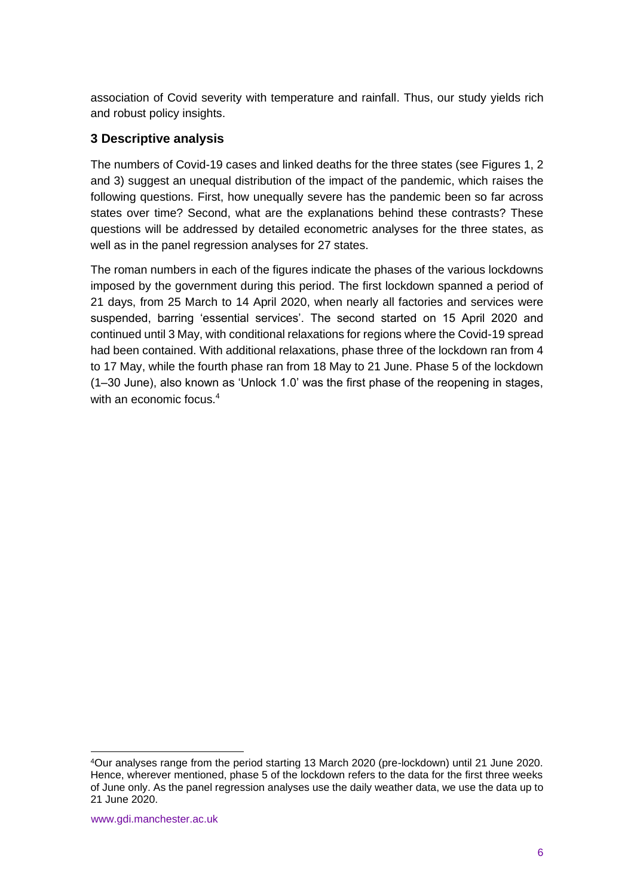association of Covid severity with temperature and rainfall. Thus, our study yields rich and robust policy insights.

## 3 Descriptive analysis

The numbers of Covid-19 cases and linked deaths for the three states (see Figures 1, 2 and 3) suggest an unequal distribution of the impact of the pandemic, which raises the following questions. First, how unequally severe has the pandemic been so far across states over time? Second, what are the explanations behind these contrasts? These questions will be addressed by detailed econometric analyses for the three states, as well as in the panel regression analyses for 27 states.

The roman numbers in each of the figures indicate the phases of the various lockdowns imposed by the government during this period. The first lockdown spanned a period of 21 days, from 25 March to 14 April 2020, when nearly all factories and services were suspended, barring 'essential services'. The second started on 15 April 2020 and continued until 3 May, with conditional relaxations for regions where the Covid-19 spread had been contained. With additional relaxations, phase three of the lockdown ran from 4 to 17 May, while the fourth phase ran from 18 May to 21 June. Phase 5 of the lockdown (1–30 June), also known as 'Unlock 1.0' was the first phase of the reopening in stages, with an economic focus.[4]

[4] Our analyses range from the period starting 13 March 2020 (pre-lockdown) until 21 June 2020. Hence, wherever mentioned, phase 5 of the lockdown refers to the data for the first three weeks of June only. As the panel regression analyses use the daily weather data, we use the data up to 21 June 2020.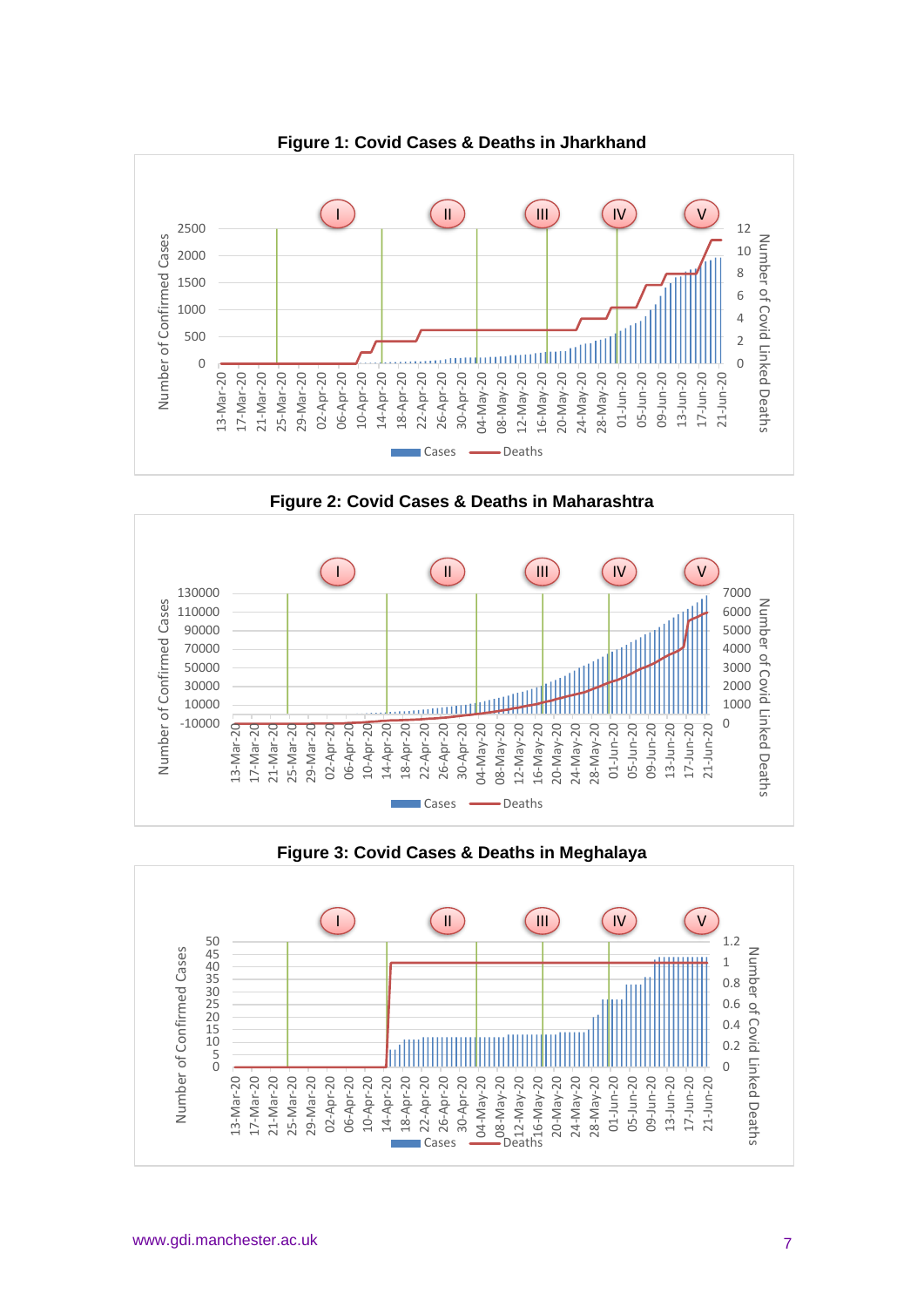**Figure 1: Covid Cases & Deaths in Jharkhand**

**Figure 2: Covid Cases & Deaths in Maharashtra**

**Figure 3: Covid Cases & Deaths in Meghalaya**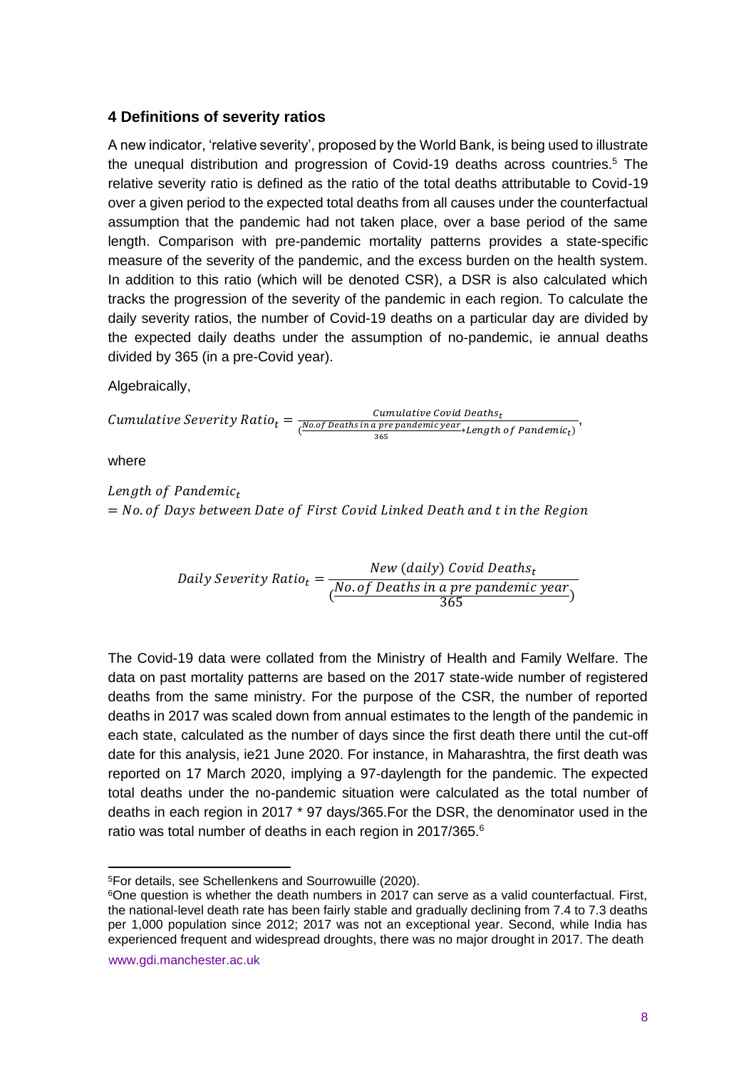## 4 Definitions of severity ratios

A new indicator, 'relative severity', proposed by the World Bank, is being used to illustrate the unequal distribution and progression of Covid-19 deaths across countries.[5] The relative severity ratio is defined as the ratio of the total deaths attributable to Covid-19 over a given period to the expected total deaths from all causes under the counterfactual assumption that the pandemic had not taken place, over a base period of the same length. Comparison with pre-pandemic mortality patterns provides a state-specific measure of the severity of the pandemic, and the excess burden on the health system. In addition to this ratio (which will be denoted CSR), a DSR is also calculated which tracks the progression of the severity of the pandemic in each region. To calculate the daily severity ratios, the number of Covid-19 deaths on a particular day are divided by the expected daily deaths under the assumption of no-pandemic, ie annual deaths divided by 365 (in a pre-Covid year).

Algebraically,

$$Cumulative\ Severity\ Ratio_t = \frac{Cumulative\ Covid\ Deaths_t}{\left(\frac{No. of\ Deaths\ in\ a\ pre\ pandemic\ year}{365} * Length\ of\ Pandemic_t\right)},$$

where

$$Length\ of\ Pandemic_t = No.\ of\ Days\ between\ Date\ of\ First\ Covid\ Linked\ Death\ and\ t\ in\ the\ Region$$

$$Daily\ Severity\ Ratio_t = \frac{New\ (daily)\ Covid\ Deaths_t}{\left(\frac{No.\ of\ Deaths\ in\ a\ pre\ pandemic\ year}{365}\right)}$$

The Covid-19 data were collated from the Ministry of Health and Family Welfare. The data on past mortality patterns are based on the 2017 state-wide number of registered deaths from the same ministry. For the purpose of the CSR, the number of reported deaths in 2017 was scaled down from annual estimates to the length of the pandemic in each state, calculated as the number of days since the first death there until the cut-off date for this analysis, ie21 June 2020. For instance, in Maharashtra, the first death was reported on 17 March 2020, implying a 97-daylength for the pandemic. The expected total deaths under the no-pandemic situation were calculated as the total number of deaths in each region in 2017 * 97 days/365.For the DSR, the denominator used in the ratio was total number of deaths in each region in 2017/365.[6]

---

[5]For details, see Schellenkens and Sourrowuille (2020).

[6]One question is whether the death numbers in 2017 can serve as a valid counterfactual. First, the national-level death rate has been fairly stable and gradually declining from 7.4 to 7.3 deaths per 1,000 population since 2012; 2017 was not an exceptional year. Second, while India has experienced frequent and widespread droughts, there was no major drought in 2017. The death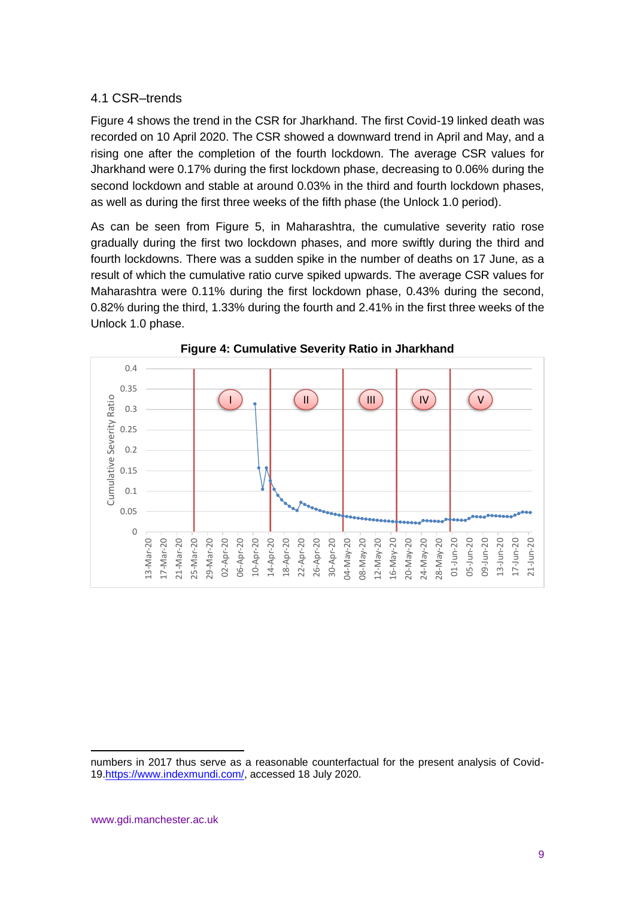### 4.1 CSR–trends

Figure 4 shows the trend in the CSR for Jharkhand. The first Covid-19 linked death was recorded on 10 April 2020. The CSR showed a downward trend in April and May, and a rising one after the completion of the fourth lockdown. The average CSR values for Jharkhand were 0.17% during the first lockdown phase, decreasing to 0.06% during the second lockdown and stable at around 0.03% in the third and fourth lockdown phases, as well as during the first three weeks of the fifth phase (the Unlock 1.0 period).

As can be seen from Figure 5, in Maharashtra, the cumulative severity ratio rose gradually during the first two lockdown phases, and more swiftly during the third and fourth lockdowns. There was a sudden spike in the number of deaths on 17 June, as a result of which the cumulative ratio curve spiked upwards. The average CSR values for Maharashtra were 0.11% during the first lockdown phase, 0.43% during the second, 0.82% during the third, 1.33% during the fourth and 2.41% in the first three weeks of the Unlock 1.0 phase.

**Figure 4: Cumulative Severity Ratio in Jharkhand**

numbers in 2017 thus serve as a reasonable counterfactual for the present analysis of Covid-19.https://www.indexmundi.com/, accessed 18 July 2020.

www.gdi.manchester.ac.uk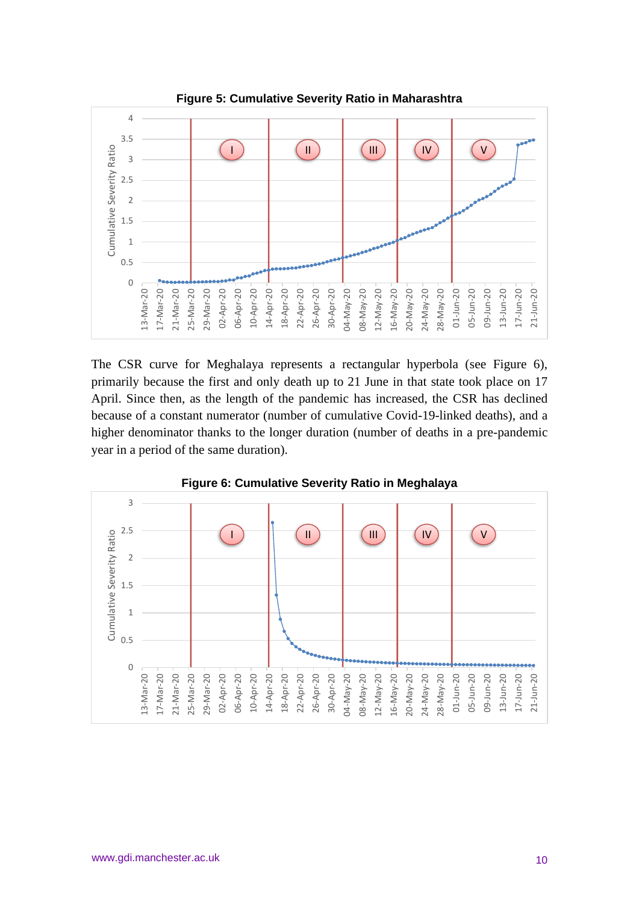**Figure 5: Cumulative Severity Ratio in Maharashtra**

The CSR curve for Meghalaya represents a rectangular hyperbola (see Figure 6), primarily because the first and only death up to 21 June in that state took place on 17 April. Since then, as the length of the pandemic has increased, the CSR has declined because of a constant numerator (number of cumulative Covid-19-linked deaths), and a higher denominator thanks to the longer duration (number of deaths in a pre-pandemic year in a period of the same duration).

**Figure 6: Cumulative Severity Ratio in Meghalaya**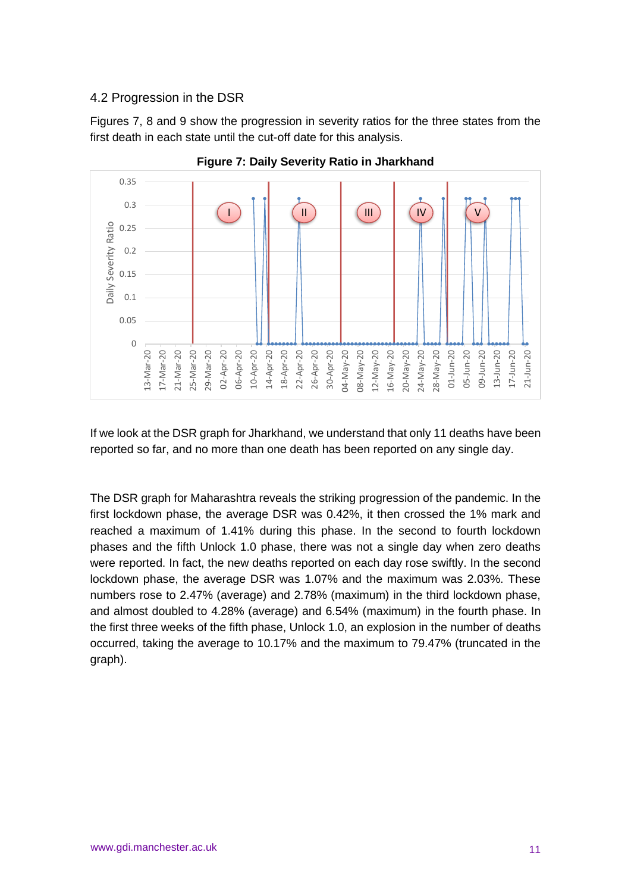### 4.2 Progression in the DSR

Figures 7, 8 and 9 show the progression in severity ratios for the three states from the first death in each state until the cut-off date for this analysis.

**Figure 7: Daily Severity Ratio in Jharkhand**

If we look at the DSR graph for Jharkhand, we understand that only 11 deaths have been reported so far, and no more than one death has been reported on any single day.

The DSR graph for Maharashtra reveals the striking progression of the pandemic. In the first lockdown phase, the average DSR was 0.42%, it then crossed the 1% mark and reached a maximum of 1.41% during this phase. In the second to fourth lockdown phases and the fifth Unlock 1.0 phase, there was not a single day when zero deaths were reported. In fact, the new deaths reported on each day rose swiftly. In the second lockdown phase, the average DSR was 1.07% and the maximum was 2.03%. These numbers rose to 2.47% (average) and 2.78% (maximum) in the third lockdown phase, and almost doubled to 4.28% (average) and 6.54% (maximum) in the fourth phase. In the first three weeks of the fifth phase, Unlock 1.0, an explosion in the number of deaths occurred, taking the average to 10.17% and the maximum to 79.47% (truncated in the graph).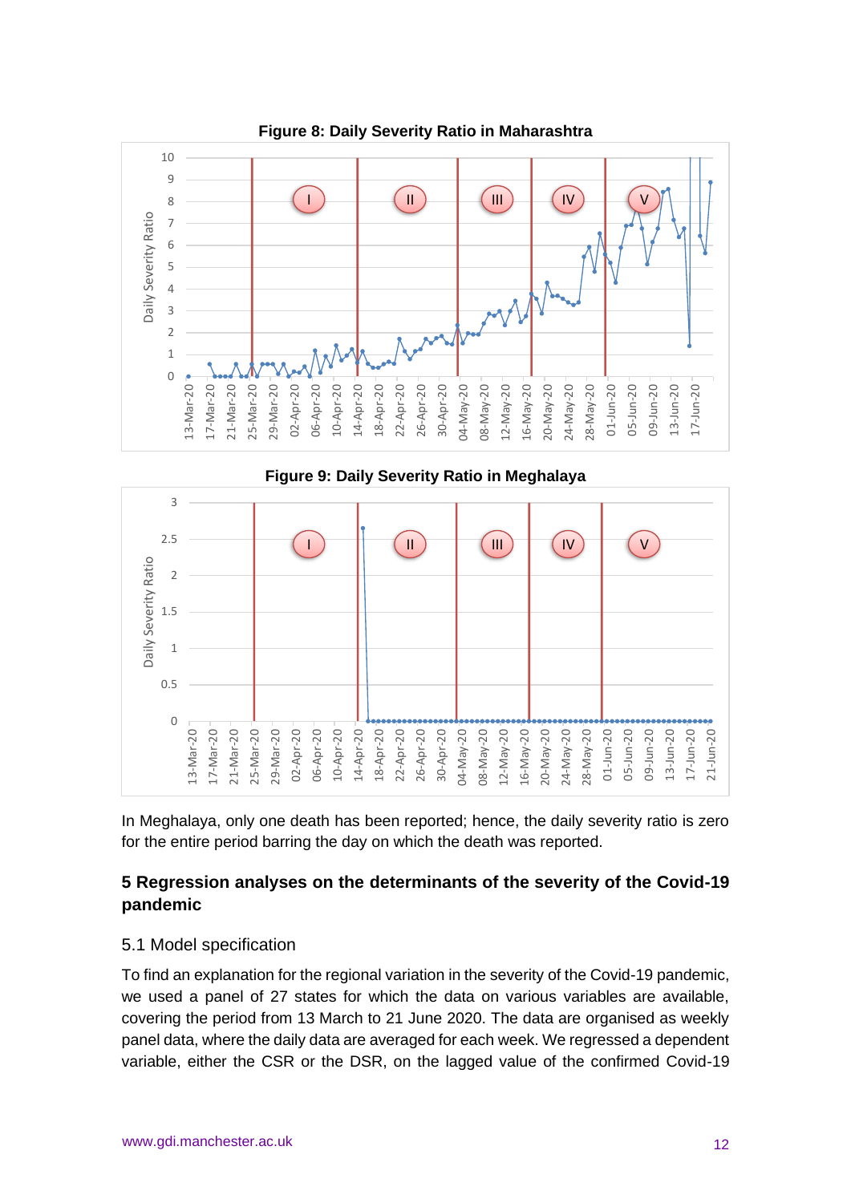**Figure 8: Daily Severity Ratio in Maharashtra**

**Figure 9: Daily Severity Ratio in Meghalaya**

In Meghalaya, only one death has been reported; hence, the daily severity ratio is zero for the entire period barring the day on which the death was reported.

## 5 Regression analyses on the determinants of the severity of the Covid-19 pandemic

### 5.1 Model specification

To find an explanation for the regional variation in the severity of the Covid-19 pandemic, we used a panel of 27 states for which the data on various variables are available, covering the period from 13 March to 21 June 2020. The data are organised as weekly panel data, where the daily data are averaged for each week. We regressed a dependent variable, either the CSR or the DSR, on the lagged value of the confirmed Covid-19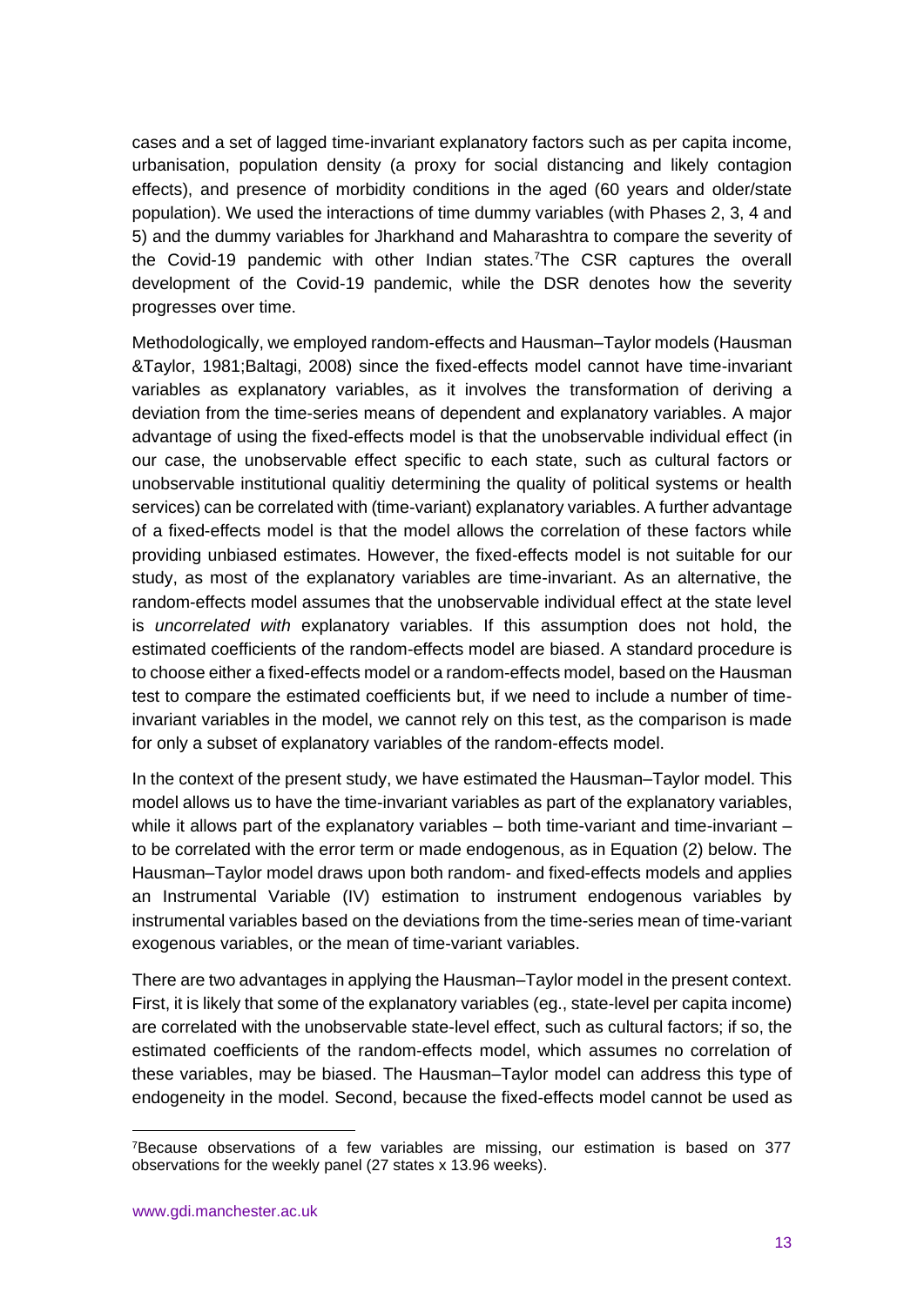cases and a set of lagged time-invariant explanatory factors such as per capita income, urbanisation, population density (a proxy for social distancing and likely contagion effects), and presence of morbidity conditions in the aged (60 years and older/state population). We used the interactions of time dummy variables (with Phases 2, 3, 4 and 5) and the dummy variables for Jharkhand and Maharashtra to compare the severity of the Covid-19 pandemic with other Indian states.[7]The CSR captures the overall development of the Covid-19 pandemic, while the DSR denotes how the severity progresses over time.

Methodologically, we employed random-effects and Hausman–Taylor models (Hausman &Taylor, 1981;Baltagi, 2008) since the fixed-effects model cannot have time-invariant variables as explanatory variables, as it involves the transformation of deriving a deviation from the time-series means of dependent and explanatory variables. A major advantage of using the fixed-effects model is that the unobservable individual effect (in our case, the unobservable effect specific to each state, such as cultural factors or unobservable institutional qualitiy determining the quality of political systems or health services) can be correlated with (time-variant) explanatory variables. A further advantage of a fixed-effects model is that the model allows the correlation of these factors while providing unbiased estimates. However, the fixed-effects model is not suitable for our study, as most of the explanatory variables are time-invariant. As an alternative, the random-effects model assumes that the unobservable individual effect at the state level is *uncorrelated with* explanatory variables. If this assumption does not hold, the estimated coefficients of the random-effects model are biased. A standard procedure is to choose either a fixed-effects model or a random-effects model, based on the Hausman test to compare the estimated coefficients but, if we need to include a number of time-invariant variables in the model, we cannot rely on this test, as the comparison is made for only a subset of explanatory variables of the random-effects model.

In the context of the present study, we have estimated the Hausman–Taylor model. This model allows us to have the time-invariant variables as part of the explanatory variables, while it allows part of the explanatory variables – both time-variant and time-invariant – to be correlated with the error term or made endogenous, as in Equation (2) below. The Hausman–Taylor model draws upon both random- and fixed-effects models and applies an Instrumental Variable (IV) estimation to instrument endogenous variables by instrumental variables based on the deviations from the time-series mean of time-variant exogenous variables, or the mean of time-variant variables.

There are two advantages in applying the Hausman–Taylor model in the present context. First, it is likely that some of the explanatory variables (eg., state-level per capita income) are correlated with the unobservable state-level effect, such as cultural factors; if so, the estimated coefficients of the random-effects model, which assumes no correlation of these variables, may be biased. The Hausman–Taylor model can address this type of endogeneity in the model. Second, because the fixed-effects model cannot be used as

[7]Because observations of a few variables are missing, our estimation is based on 377 observations for the weekly panel (27 states x 13.96 weeks).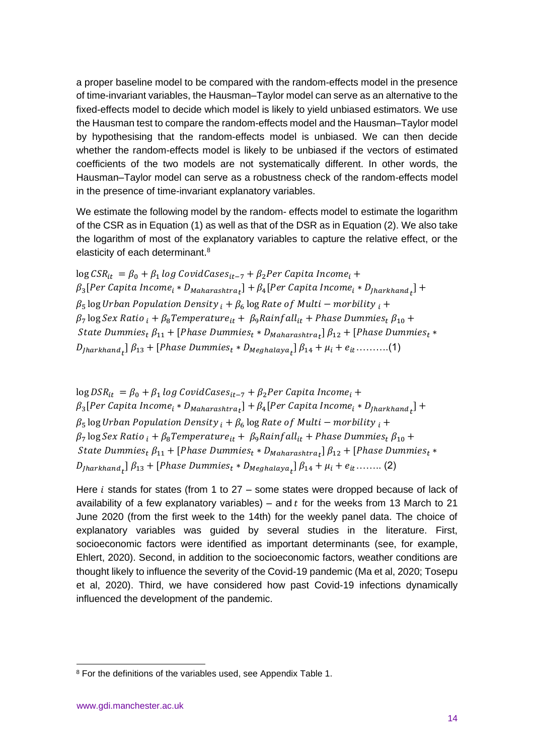a proper baseline model to be compared with the random-effects model in the presence of time-invariant variables, the Hausman–Taylor model can serve as an alternative to the fixed-effects model to decide which model is likely to yield unbiased estimators. We use the Hausman test to compare the random-effects model and the Hausman–Taylor model by hypothesising that the random-effects model is unbiased. We can then decide whether the random-effects model is likely to be unbiased if the vectors of estimated coefficients of the two models are not systematically different. In other words, the Hausman–Taylor model can serve as a robustness check of the random-effects model in the presence of time-invariant explanatory variables.

We estimate the following model by the random- effects model to estimate the logarithm of the CSR as in Equation (1) as well as that of the DSR as in Equation (2). We also take the logarithm of most of the explanatory variables to capture the relative effect, or the elasticity of each determinant.[8]

$$\log CSR_{it} = \beta_0 + \beta_1 \log CovidCases_{it-7} + \beta_2 Per\ Capita\ Income_i + \beta_3[Per\ Capita\ Income_i * D_{Maharashtra_t}] + \beta_4[Per\ Capita\ Income_i * D_{Jharkhand_t}] + \beta_5 \log Urban\ Population\ Density_i + \beta_6 \log Rate\ of\ Multi-morbility_i + \beta_7 \log Sex\ Ratio_i + \beta_8 Temperature_{it} + \beta_9 Rainfall_{it} + Phase\ Dummies_t\ \beta_{10} + State\ Dummies_t\ \beta_{11} + [Phase\ Dummies_t * D_{Maharashtra_t}]\ \beta_{12} + [Phase\ Dummies_t * D_{Jharkhand_t}]\ \beta_{13} + [Phase\ Dummies_t * D_{Meghalaya_t}]\ \beta_{14} + \mu_i + e_{it} \quad \text{..........(1)}$$

$$\log DSR_{it} = \beta_0 + \beta_1 \log CovidCases_{it-7} + \beta_2 Per\ Capita\ Income_i + \beta_3[Per\ Capita\ Income_i * D_{Maharashtra_t}] + \beta_4[Per\ Capita\ Income_i * D_{Jharkhand_t}] + \beta_5 \log Urban\ Population\ Density_i + \beta_6 \log Rate\ of\ Multi-morbility_i + \beta_7 \log Sex\ Ratio_i + \beta_8 Temperature_{it} + \beta_9 Rainfall_{it} + Phase\ Dummies_t\ \beta_{10} + State\ Dummies_t\ \beta_{11} + [Phase\ Dummies_t * D_{Maharashtra_t}]\ \beta_{12} + [Phase\ Dummies_t * D_{Jharkhand_t}]\ \beta_{13} + [Phase\ Dummies_t * D_{Meghalaya_t}]\ \beta_{14} + \mu_i + e_{it} \quad \text{........ (2)}$$

Here $i$ stands for states (from 1 to 27 – some states were dropped because of lack of availability of a few explanatory variables) – and $t$ for the weeks from 13 March to 21 June 2020 (from the first week to the 14th) for the weekly panel data. The choice of explanatory variables was guided by several studies in the literature. First, socioeconomic factors were identified as important determinants (see, for example, Ehlert, 2020). Second, in addition to the socioeconomic factors, weather conditions are thought likely to influence the severity of the Covid-19 pandemic (Ma et al, 2020; Tosepu et al, 2020). Third, we have considered how past Covid-19 infections dynamically influenced the development of the pandemic.

[8] For the definitions of the variables used, see Appendix Table 1.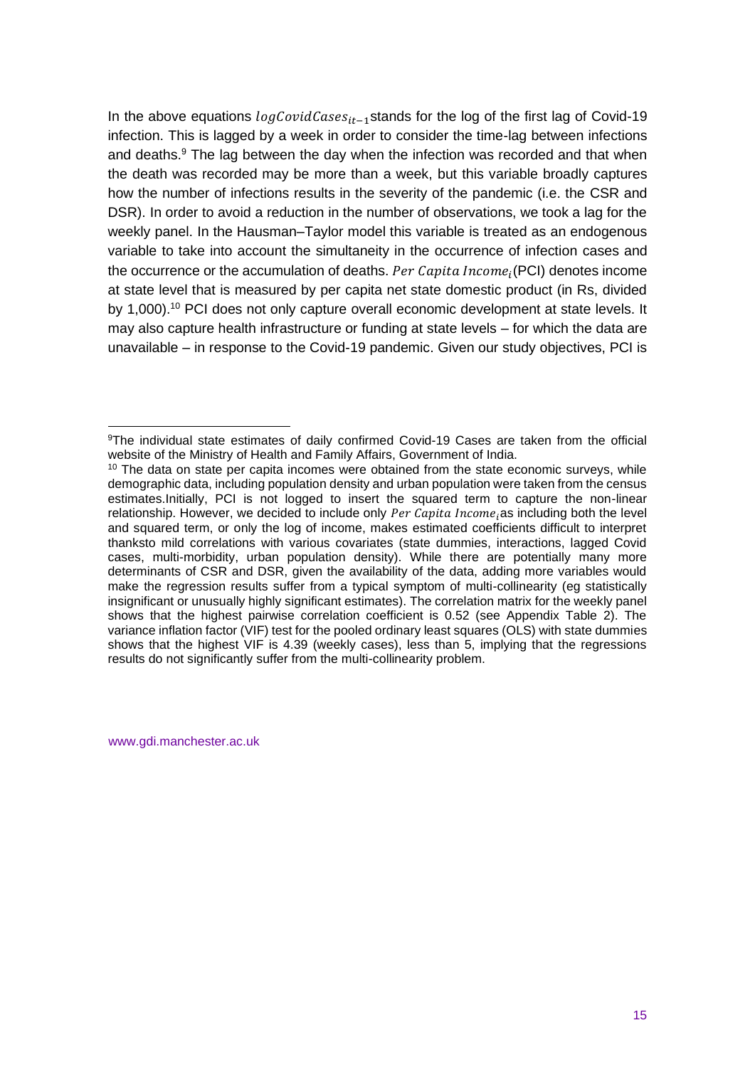In the above equations $logCovidCases_{it-1}$ stands for the log of the first lag of Covid-19 infection. This is lagged by a week in order to consider the time-lag between infections and deaths.[9] The lag between the day when the infection was recorded and that when the death was recorded may be more than a week, but this variable broadly captures how the number of infections results in the severity of the pandemic (i.e. the CSR and DSR). In order to avoid a reduction in the number of observations, we took a lag for the weekly panel. In the Hausman–Taylor model this variable is treated as an endogenous variable to take into account the simultaneity in the occurrence of infection cases and the occurrence or the accumulation of deaths. $Per\ Capita\ Income_i$ (PCI) denotes income at state level that is measured by per capita net state domestic product (in Rs, divided by 1,000).[10] PCI does not only capture overall economic development at state levels. It may also capture health infrastructure or funding at state levels – for which the data are unavailable – in response to the Covid-19 pandemic. Given our study objectives, PCI is

---

[9] The individual state estimates of daily confirmed Covid-19 Cases are taken from the official website of the Ministry of Health and Family Affairs, Government of India.

[10] The data on state per capita incomes were obtained from the state economic surveys, while demographic data, including population density and urban population were taken from the census estimates.Initially, PCI is not logged to insert the squared term to capture the non-linear relationship. However, we decided to include only $Per\ Capita\ Income_i$ as including both the level and squared term, or only the log of income, makes estimated coefficients difficult to interpret thanksto mild correlations with various covariates (state dummies, interactions, lagged Covid cases, multi-morbidity, urban population density). While there are potentially many more determinants of CSR and DSR, given the availability of the data, adding more variables would make the regression results suffer from a typical symptom of multi-collinearity (eg statistically insignificant or unusually highly significant estimates). The correlation matrix for the weekly panel shows that the highest pairwise correlation coefficient is 0.52 (see Appendix Table 2). The variance inflation factor (VIF) test for the pooled ordinary least squares (OLS) with state dummies shows that the highest VIF is 4.39 (weekly cases), less than 5, implying that the regressions results do not significantly suffer from the multi-collinearity problem.

www.gdi.manchester.ac.uk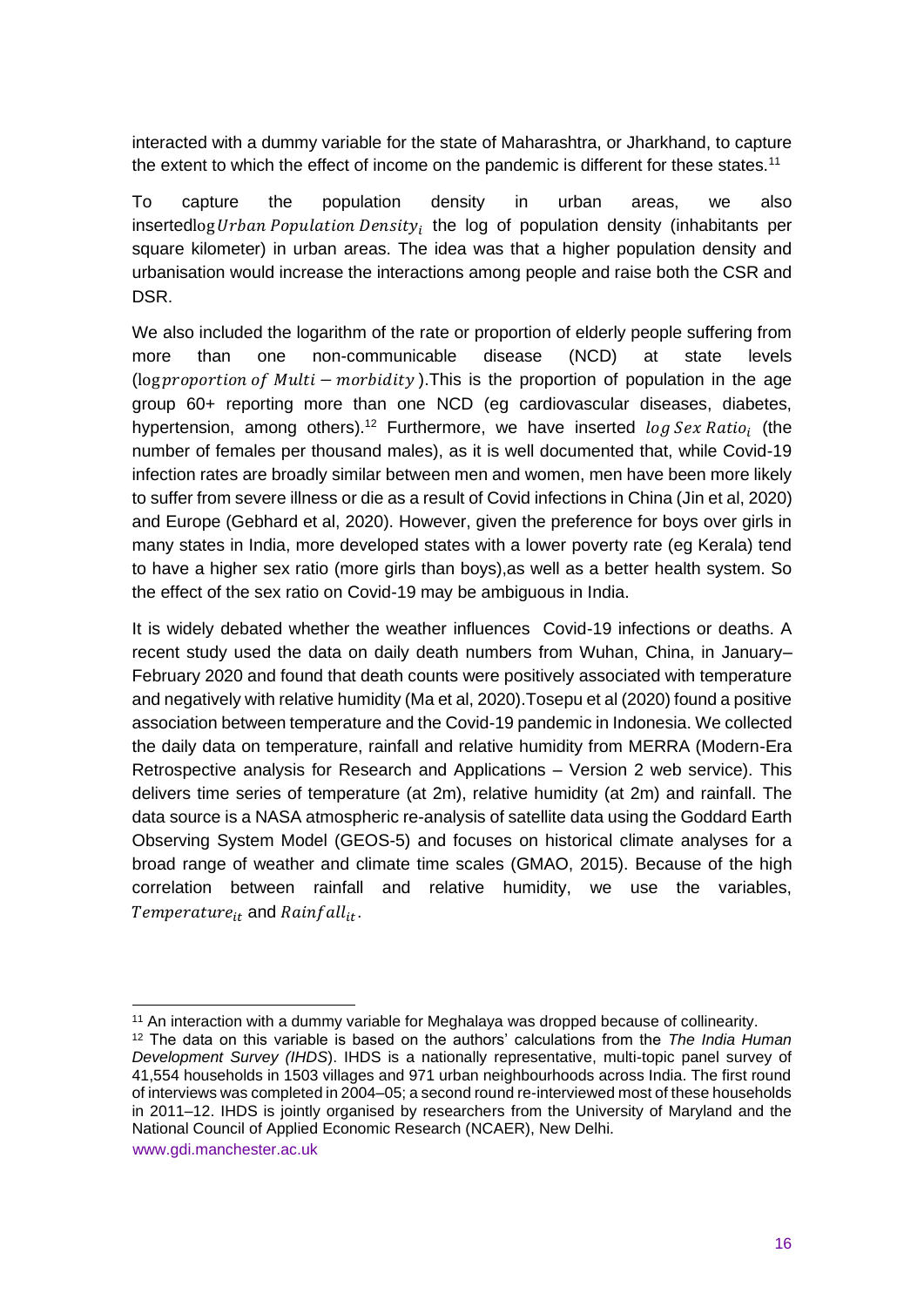interacted with a dummy variable for the state of Maharashtra, or Jharkhand, to capture the extent to which the effect of income on the pandemic is different for these states.[11]

To capture the population density in urban areas, we also inserted $\log Urban\ Population\ Density_i$ the log of population density (inhabitants per square kilometer) in urban areas. The idea was that a higher population density and urbanisation would increase the interactions among people and raise both the CSR and DSR.

We also included the logarithm of the rate or proportion of elderly people suffering from more than one non-communicable disease (NCD) at state levels ($\log proportion\ of\ Multi-morbidity$).This is the proportion of population in the age group 60+ reporting more than one NCD (eg cardiovascular diseases, diabetes, hypertension, among others).[12] Furthermore, we have inserted $log\ Sex\ Ratio_i$ (the number of females per thousand males), as it is well documented that, while Covid-19 infection rates are broadly similar between men and women, men have been more likely to suffer from severe illness or die as a result of Covid infections in China (Jin et al, 2020) and Europe (Gebhard et al, 2020). However, given the preference for boys over girls in many states in India, more developed states with a lower poverty rate (eg Kerala) tend to have a higher sex ratio (more girls than boys),as well as a better health system. So the effect of the sex ratio on Covid-19 may be ambiguous in India.

It is widely debated whether the weather influences Covid-19 infections or deaths. A recent study used the data on daily death numbers from Wuhan, China, in January–February 2020 and found that death counts were positively associated with temperature and negatively with relative humidity (Ma et al, 2020).Tosepu et al (2020) found a positive association between temperature and the Covid-19 pandemic in Indonesia. We collected the daily data on temperature, rainfall and relative humidity from MERRA (Modern-Era Retrospective analysis for Research and Applications – Version 2 web service). This delivers time series of temperature (at 2m), relative humidity (at 2m) and rainfall. The data source is a NASA atmospheric re-analysis of satellite data using the Goddard Earth Observing System Model (GEOS-5) and focuses on historical climate analyses for a broad range of weather and climate time scales (GMAO, 2015). Because of the high correlation between rainfall and relative humidity, we use the variables, $Temperature_{it}$ and $Rainfall_{it}$.

---

[11] An interaction with a dummy variable for Meghalaya was dropped because of collinearity.

[12] The data on this variable is based on the authors' calculations from the *The India Human Development Survey (IHDS*). IHDS is a nationally representative, multi-topic panel survey of 41,554 households in 1503 villages and 971 urban neighbourhoods across India. The first round of interviews was completed in 2004–05; a second round re-interviewed most of these households in 2011–12. IHDS is jointly organised by researchers from the University of Maryland and the National Council of Applied Economic Research (NCAER), New Delhi.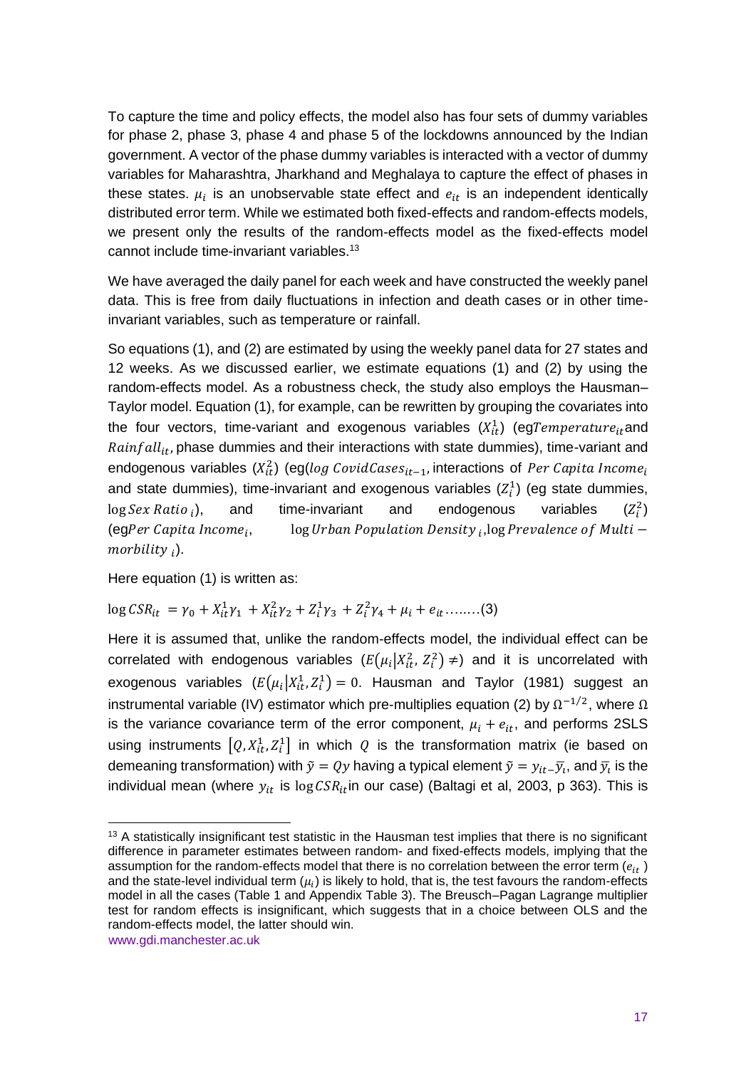To capture the time and policy effects, the model also has four sets of dummy variables for phase 2, phase 3, phase 4 and phase 5 of the lockdowns announced by the Indian government. A vector of the phase dummy variables is interacted with a vector of dummy variables for Maharashtra, Jharkhand and Meghalaya to capture the effect of phases in these states. $\mu_i$ is an unobservable state effect and $e_{it}$ is an independent identically distributed error term. While we estimated both fixed-effects and random-effects models, we present only the results of the random-effects model as the fixed-effects model cannot include time-invariant variables.[13]

We have averaged the daily panel for each week and have constructed the weekly panel data. This is free from daily fluctuations in infection and death cases or in other time-invariant variables, such as temperature or rainfall.

So equations (1), and (2) are estimated by using the weekly panel data for 27 states and 12 weeks. As we discussed earlier, we estimate equations (1) and (2) by using the random-effects model. As a robustness check, the study also employs the Hausman–Taylor model. Equation (1), for example, can be rewritten by grouping the covariates into the four vectors, time-variant and exogenous variables ($X_{it}^1$) (eg$Temperature_{it}$and $Rainfall_{it}$, phase dummies and their interactions with state dummies), time-variant and endogenous variables ($X_{it}^2$) (eg($log\ CovidCases_{it-1}$, interactions of $Per\ Capita\ Income_i$ and state dummies), time-invariant and exogenous variables ($Z_i^1$) (eg state dummies, $\log Sex\ Ratio_{\ i}$), and time-invariant and endogenous variables ($Z_i^2$) (eg$Per\ Capita\ Income_i$, $\log Urban\ Population\ Density_{\ i}$,$\log Prevalence\ of\ Multi-morbidity_{\ i}$).

Here equation (1) is written as:

$$\log CSR_{it} = \gamma_0 + X_{it}^1\gamma_1 + X_{it}^2\gamma_2 + Z_i^1\gamma_3 + Z_i^2\gamma_4 + \mu_i + e_{it} \ldots\ldots(3)$$

Here it is assumed that, unlike the random-effects model, the individual effect can be correlated with endogenous variables ($E(\mu_i|X_{it}^2, Z_i^2) \neq$) and it is uncorrelated with exogenous variables ($E(\mu_i|X_{it}^1, Z_i^1) = 0$. Hausman and Taylor (1981) suggest an instrumental variable (IV) estimator which pre-multiplies equation (2) by $\Omega^{-1/2}$, where $\Omega$ is the variance covariance term of the error component, $\mu_i + e_{it}$, and performs 2SLS using instruments $[Q, X_{it}^1, Z_i^1]$ in which $Q$ is the transformation matrix (ie based on demeaning transformation) with $\tilde{y} = Qy$ having a typical element $\tilde{y} = y_{it-}\bar{y}_i$, and $\bar{y}_i$ is the individual mean (where $y_{it}$ is $\log CSR_{it}$in our case) (Baltagi et al, 2003, p 363). This is

[13] A statistically insignificant test statistic in the Hausman test implies that there is no significant difference in parameter estimates between random- and fixed-effects models, implying that the assumption for the random-effects model that there is no correlation between the error term ($e_{it}$) and the state-level individual term ($\mu_i$) is likely to hold, that is, the test favours the random-effects model in all the cases (Table 1 and Appendix Table 3). The Breusch–Pagan Lagrange multiplier test for random effects is insignificant, which suggests that in a choice between OLS and the random-effects model, the latter should win.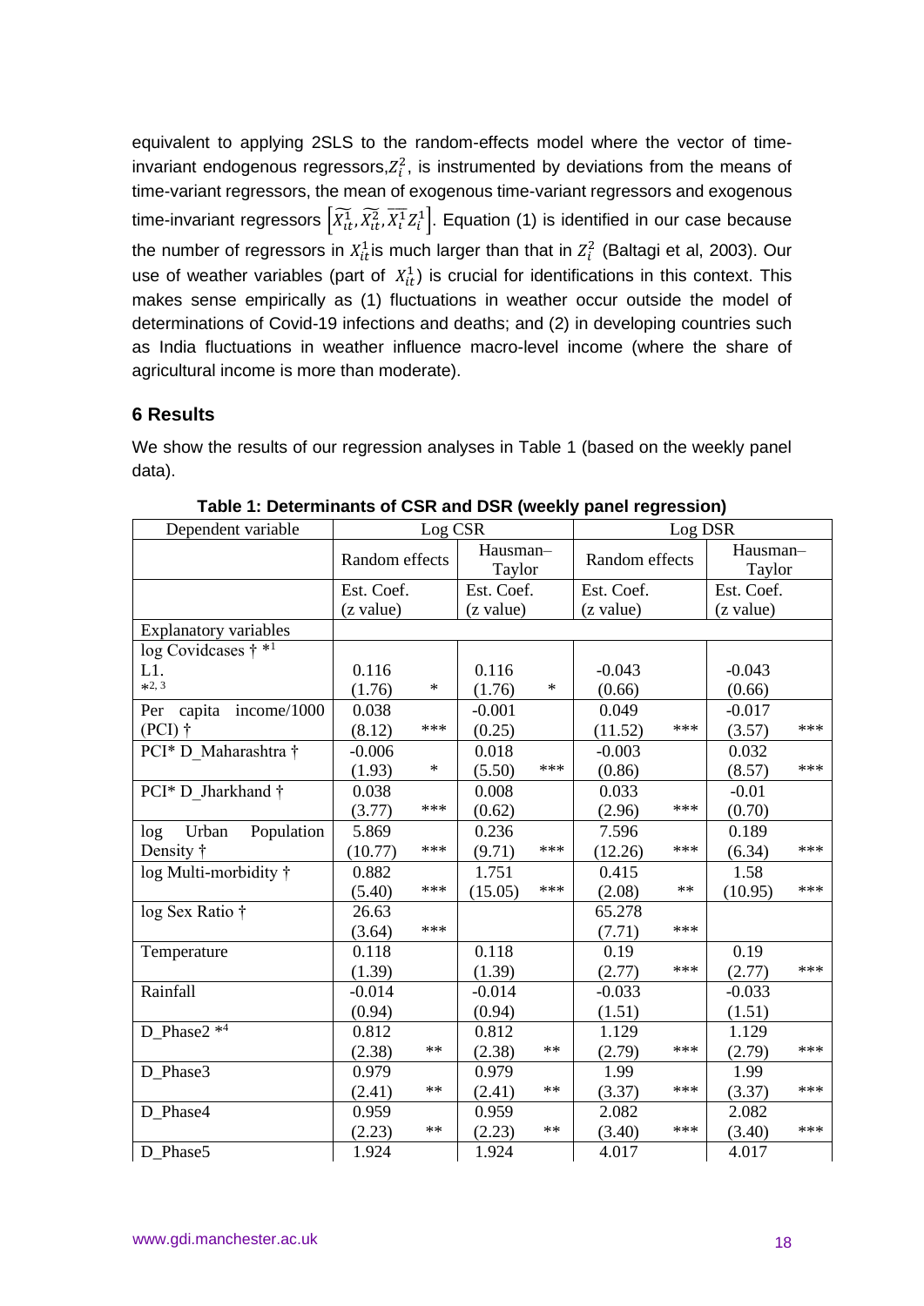equivalent to applying 2SLS to the random-effects model where the vector of time-invariant endogenous regressors, $Z_i^2$, is instrumented by deviations from the means of time-variant regressors, the mean of exogenous time-variant regressors and exogenous time-invariant regressors $\left[\widetilde{X_{it}^1}, \widetilde{X_{it}^2}, \overline{X_i^1} Z_i^1\right]$. Equation (1) is identified in our case because the number of regressors in $X_{it}^1$ is much larger than that in $Z_i^2$ (Baltagi et al, 2003). Our use of weather variables (part of $X_{it}^1$) is crucial for identifications in this context. This makes sense empirically as (1) fluctuations in weather occur outside the model of determinations of Covid-19 infections and deaths; and (2) in developing countries such as India fluctuations in weather influence macro-level income (where the share of agricultural income is more than moderate).

## 6 Results

We show the results of our regression analyses in Table 1 (based on the weekly panel data).

**Table 1: Determinants of CSR and DSR (weekly panel regression)**

| Dependent variable | Log CSR | | | | Log DSR | | | |
|---|---|---|---|---|---|---|---|---|
| | Random effects | | Hausman–Taylor | | Random effects | | Hausman–Taylor | |
| | Est. Coef. (z value) | | Est. Coef. (z value) | | Est. Coef. (z value) | | Est. Coef. (z value) | |
| Explanatory variables | | | | | | | | |
| log Covidcases † *[1] L1. *[2, 3] | 0.116 (1.76) | * | 0.116 (1.76) | * | -0.043 (0.66) | | -0.043 (0.66) | |
| Per capita income/1000 (PCI) † | 0.038 (8.12) | *** | -0.001 (0.25) | | 0.049 (11.52) | *** | -0.017 (3.57) | *** |
| PCI* D_Maharashtra † | -0.006 (1.93) | * | 0.018 (5.50) | *** | -0.003 (0.86) | | 0.032 (8.57) | *** |
| PCI* D_Jharkhand † | 0.038 (3.77) | *** | 0.008 (0.62) | | 0.033 (2.96) | *** | -0.01 (0.70) | |
| log Urban Population Density † | 5.869 (10.77) | *** | 0.236 (9.71) | *** | 7.596 (12.26) | *** | 0.189 (6.34) | *** |
| log Multi-morbidity † | 0.882 (5.40) | *** | 1.751 (15.05) | *** | 0.415 (2.08) | ** | 1.58 (10.95) | *** |
| log Sex Ratio † | 26.63 (3.64) | *** | | | 65.278 (7.71) | *** | | |
| Temperature | 0.118 (1.39) | | 0.118 (1.39) | | 0.19 (2.77) | *** | 0.19 (2.77) | *** |
| Rainfall | -0.014 (0.94) | | -0.014 (0.94) | | -0.033 (1.51) | | -0.033 (1.51) | |
| D_Phase2 *[4] | 0.812 (2.38) | ** | 0.812 (2.38) | ** | 1.129 (2.79) | *** | 1.129 (2.79) | *** |
| D_Phase3 | 0.979 (2.41) | ** | 0.979 (2.41) | ** | 1.99 (3.37) | *** | 1.99 (3.37) | *** |
| D_Phase4 | 0.959 (2.23) | ** | 0.959 (2.23) | ** | 2.082 (3.40) | *** | 2.082 (3.40) | *** |
| D_Phase5 | 1.924 | | 1.924 | | 4.017 | | 4.017 | |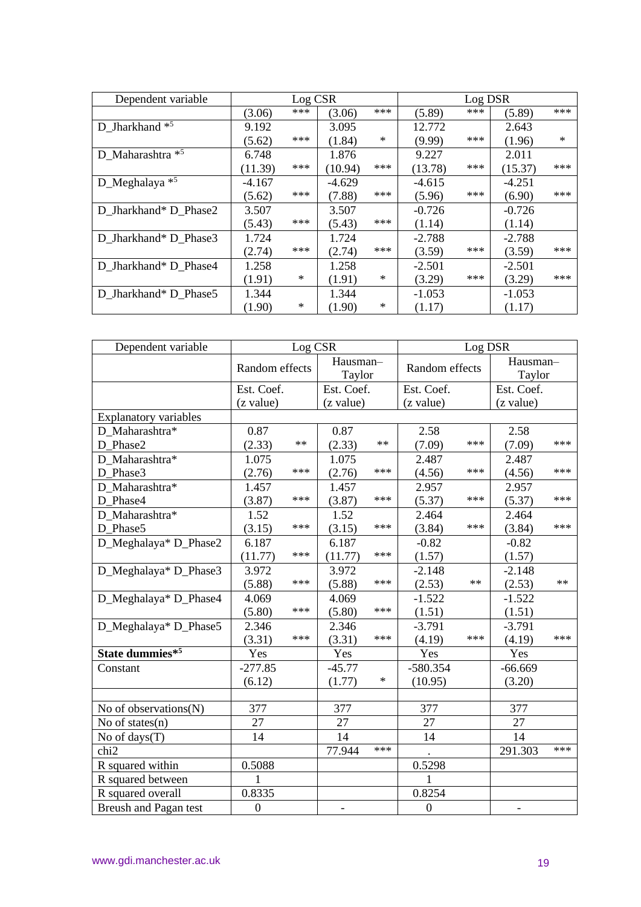| Dependent variable | Log CSR | | | | Log DSR | | | |
|---|---|---|---|---|---|---|---|---|
| | (3.06) | *** | (3.06) | *** | (5.89) | *** | (5.89) | *** |
| D_Jharkhand *[5] | 9.192 | | 3.095 | | 12.772 | | 2.643 | |
| | (5.62) | *** | (1.84) | * | (9.99) | *** | (1.96) | * |
| D_Maharashtra *[5] | 6.748 | | 1.876 | | 9.227 | | 2.011 | |
| | (11.39) | *** | (10.94) | *** | (13.78) | *** | (15.37) | *** |
| D_Meghalaya *[5] | -4.167 | | -4.629 | | -4.615 | | -4.251 | |
| | (5.62) | *** | (7.88) | *** | (5.96) | *** | (6.90) | *** |
| D_Jharkhand* D_Phase2 | 3.507 | | 3.507 | | -0.726 | | -0.726 | |
| | (5.43) | *** | (5.43) | *** | (1.14) | | (1.14) | |
| D_Jharkhand* D_Phase3 | 1.724 | | 1.724 | | -2.788 | | -2.788 | |
| | (2.74) | *** | (2.74) | *** | (3.59) | *** | (3.59) | *** |
| D_Jharkhand* D_Phase4 | 1.258 | | 1.258 | | -2.501 | | -2.501 | |
| | (1.91) | * | (1.91) | * | (3.29) | *** | (3.29) | *** |
| D_Jharkhand* D_Phase5 | 1.344 | | 1.344 | | -1.053 | | -1.053 | |
| | (1.90) | * | (1.90) | * | (1.17) | | (1.17) | |

| Dependent variable | Log CSR | | | | Log DSR | | | |
|---|---|---|---|---|---|---|---|---|
| | Random effects | | Hausman–Taylor | | Random effects | | Hausman–Taylor | |
| | Est. Coef. (z value) | | Est. Coef. (z value) | | Est. Coef. (z value) | | Est. Coef. (z value) | |
| Explanatory variables | | | | | | | | |
| D_Maharashtra* D_Phase2 | 0.87 | | 0.87 | | 2.58 | | 2.58 | |
| | (2.33) | ** | (2.33) | ** | (7.09) | *** | (7.09) | *** |
| D_Maharashtra* D_Phase3 | 1.075 | | 1.075 | | 2.487 | | 2.487 | |
| | (2.76) | *** | (2.76) | *** | (4.56) | *** | (4.56) | *** |
| D_Maharashtra* D_Phase4 | 1.457 | | 1.457 | | 2.957 | | 2.957 | |
| | (3.87) | *** | (3.87) | *** | (5.37) | *** | (5.37) | *** |
| D_Maharashtra* D_Phase5 | 1.52 | | 1.52 | | 2.464 | | 2.464 | |
| | (3.15) | *** | (3.15) | *** | (3.84) | *** | (3.84) | *** |
| D_Meghalaya* D_Phase2 | 6.187 | | 6.187 | | -0.82 | | -0.82 | |
| | (11.77) | *** | (11.77) | *** | (1.57) | | (1.57) | |
| D_Meghalaya* D_Phase3 | 3.972 | | 3.972 | | -2.148 | | -2.148 | |
| | (5.88) | *** | (5.88) | *** | (2.53) | ** | (2.53) | ** |
| D_Meghalaya* D_Phase4 | 4.069 | | 4.069 | | -1.522 | | -1.522 | |
| | (5.80) | *** | (5.80) | *** | (1.51) | | (1.51) | |
| D_Meghalaya* D_Phase5 | 2.346 | | 2.346 | | -3.791 | | -3.791 | |
| | (3.31) | *** | (3.31) | *** | (4.19) | *** | (4.19) | *** |
| **State dummies*[5]** | Yes | | Yes | | Yes | | Yes | |
| Constant | -277.85 | | -45.77 | | -580.354 | | -66.669 | |
| | (6.12) | | (1.77) | * | (10.95) | | (3.20) | |
| | | | | | | | | |
| No of observations(N) | 377 | | 377 | | 377 | | 377 | |
| No of states(n) | 27 | | 27 | | 27 | | 27 | |
| No of days(T) | 14 | | 14 | | 14 | | 14 | |
| chi2 | | | 77.944 | *** | . | | 291.303 | *** |
| R squared within | 0.5088 | | | | 0.5298 | | | |
| R squared between | 1 | | | | 1 | | | |
| R squared overall | 0.8335 | | | | 0.8254 | | | |
| Breush and Pagan test | 0 | | - | | 0 | | - | |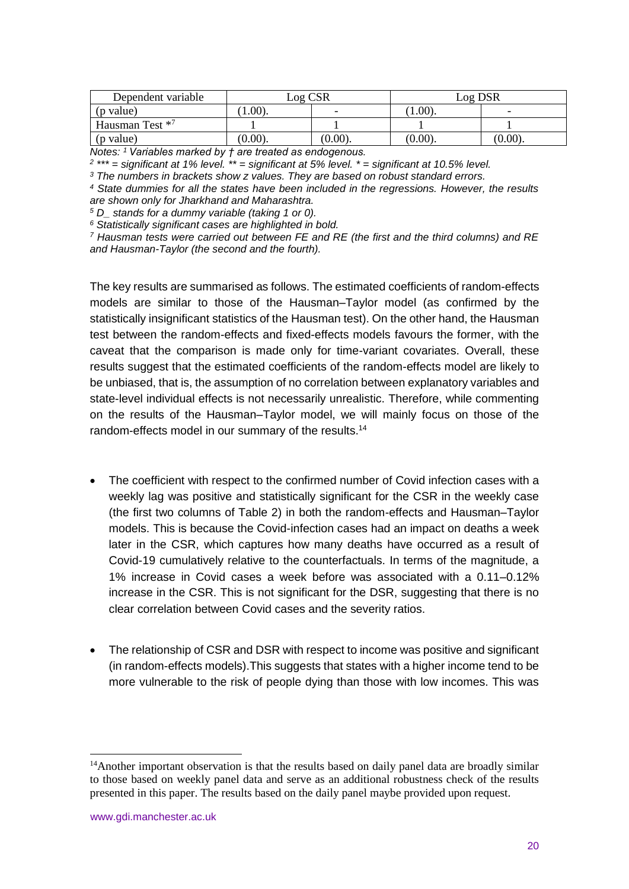| Dependent variable | Log CSR | | Log DSR | |
|---|---|---|---|---|
| (p value) | (1.00). | - | (1.00). | - |
| Hausman Test *[7] | 1 | 1 | 1 | 1 |
| (p value) | (0.00). | (0.00). | (0.00). | (0.00). |

*Notes: [1] Variables marked by † are treated as endogenous.*

*[2] *** = significant at 1% level. ** = significant at 5% level. * = significant at 10.5% level.*

*[3] The numbers in brackets show z values. They are based on robust standard errors.*

*[4] State dummies for all the states have been included in the regressions. However, the results are shown only for Jharkhand and Maharashtra.*

*[5] D_ stands for a dummy variable (taking 1 or 0).*

*[6] Statistically significant cases are highlighted in bold.*

*[7] Hausman tests were carried out between FE and RE (the first and the third columns) and RE and Hausman-Taylor (the second and the fourth).*

The key results are summarised as follows. The estimated coefficients of random-effects models are similar to those of the Hausman–Taylor model (as confirmed by the statistically insignificant statistics of the Hausman test). On the other hand, the Hausman test between the random-effects and fixed-effects models favours the former, with the caveat that the comparison is made only for time-variant covariates. Overall, these results suggest that the estimated coefficients of the random-effects model are likely to be unbiased, that is, the assumption of no correlation between explanatory variables and state-level individual effects is not necessarily unrealistic. Therefore, while commenting on the results of the Hausman–Taylor model, we will mainly focus on those of the random-effects model in our summary of the results.[14]

- The coefficient with respect to the confirmed number of Covid infection cases with a weekly lag was positive and statistically significant for the CSR in the weekly case (the first two columns of Table 2) in both the random-effects and Hausman–Taylor models. This is because the Covid-infection cases had an impact on deaths a week later in the CSR, which captures how many deaths have occurred as a result of Covid-19 cumulatively relative to the counterfactuals. In terms of the magnitude, a 1% increase in Covid cases a week before was associated with a 0.11–0.12% increase in the CSR. This is not significant for the DSR, suggesting that there is no clear correlation between Covid cases and the severity ratios.

- The relationship of CSR and DSR with respect to income was positive and significant (in random-effects models).This suggests that states with a higher income tend to be more vulnerable to the risk of people dying than those with low incomes. This was

[14] Another important observation is that the results based on daily panel data are broadly similar to those based on weekly panel data and serve as an additional robustness check of the results presented in this paper. The results based on the daily panel maybe provided upon request.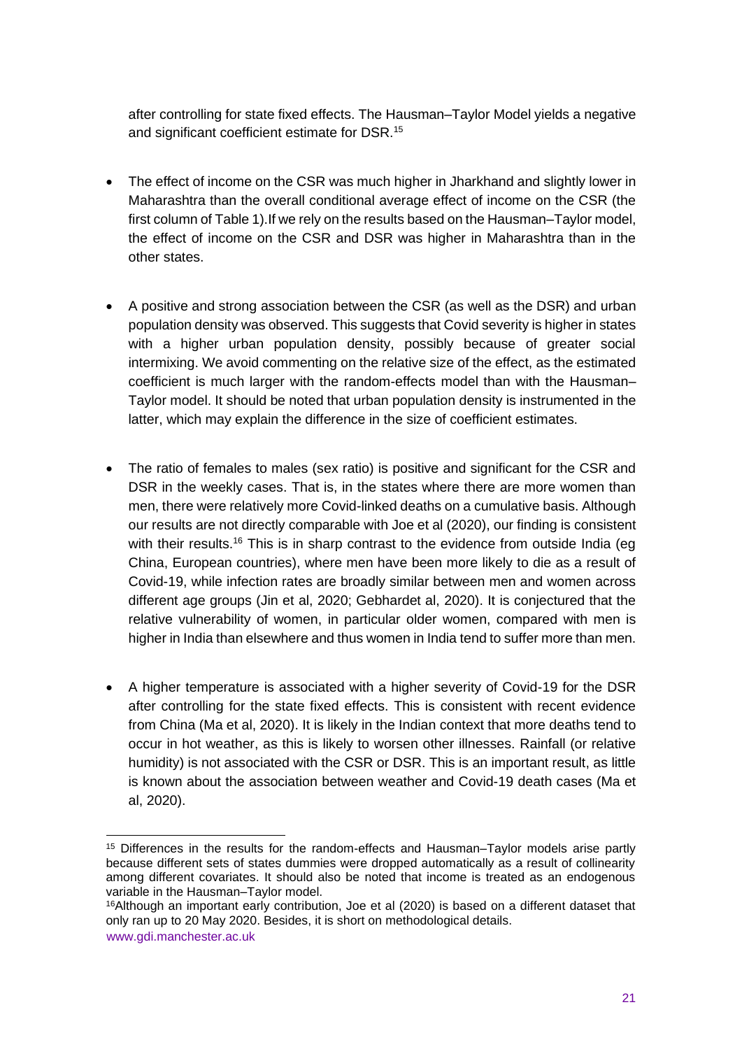after controlling for state fixed effects. The Hausman–Taylor Model yields a negative and significant coefficient estimate for DSR.[15]

- The effect of income on the CSR was much higher in Jharkhand and slightly lower in Maharashtra than the overall conditional average effect of income on the CSR (the first column of Table 1).If we rely on the results based on the Hausman–Taylor model, the effect of income on the CSR and DSR was higher in Maharashtra than in the other states.

- A positive and strong association between the CSR (as well as the DSR) and urban population density was observed. This suggests that Covid severity is higher in states with a higher urban population density, possibly because of greater social intermixing. We avoid commenting on the relative size of the effect, as the estimated coefficient is much larger with the random-effects model than with the Hausman–Taylor model. It should be noted that urban population density is instrumented in the latter, which may explain the difference in the size of coefficient estimates.

- The ratio of females to males (sex ratio) is positive and significant for the CSR and DSR in the weekly cases. That is, in the states where there are more women than men, there were relatively more Covid-linked deaths on a cumulative basis. Although our results are not directly comparable with Joe et al (2020), our finding is consistent with their results.[16] This is in sharp contrast to the evidence from outside India (eg China, European countries), where men have been more likely to die as a result of Covid-19, while infection rates are broadly similar between men and women across different age groups (Jin et al, 2020; Gebhardet al, 2020). It is conjectured that the relative vulnerability of women, in particular older women, compared with men is higher in India than elsewhere and thus women in India tend to suffer more than men.

- A higher temperature is associated with a higher severity of Covid-19 for the DSR after controlling for the state fixed effects. This is consistent with recent evidence from China (Ma et al, 2020). It is likely in the Indian context that more deaths tend to occur in hot weather, as this is likely to worsen other illnesses. Rainfall (or relative humidity) is not associated with the CSR or DSR. This is an important result, as little is known about the association between weather and Covid-19 death cases (Ma et al, 2020).

---

[15] Differences in the results for the random-effects and Hausman–Taylor models arise partly because different sets of states dummies were dropped automatically as a result of collinearity among different covariates. It should also be noted that income is treated as an endogenous variable in the Hausman–Taylor model.

[16] Although an important early contribution, Joe et al (2020) is based on a different dataset that only ran up to 20 May 2020. Besides, it is short on methodological details.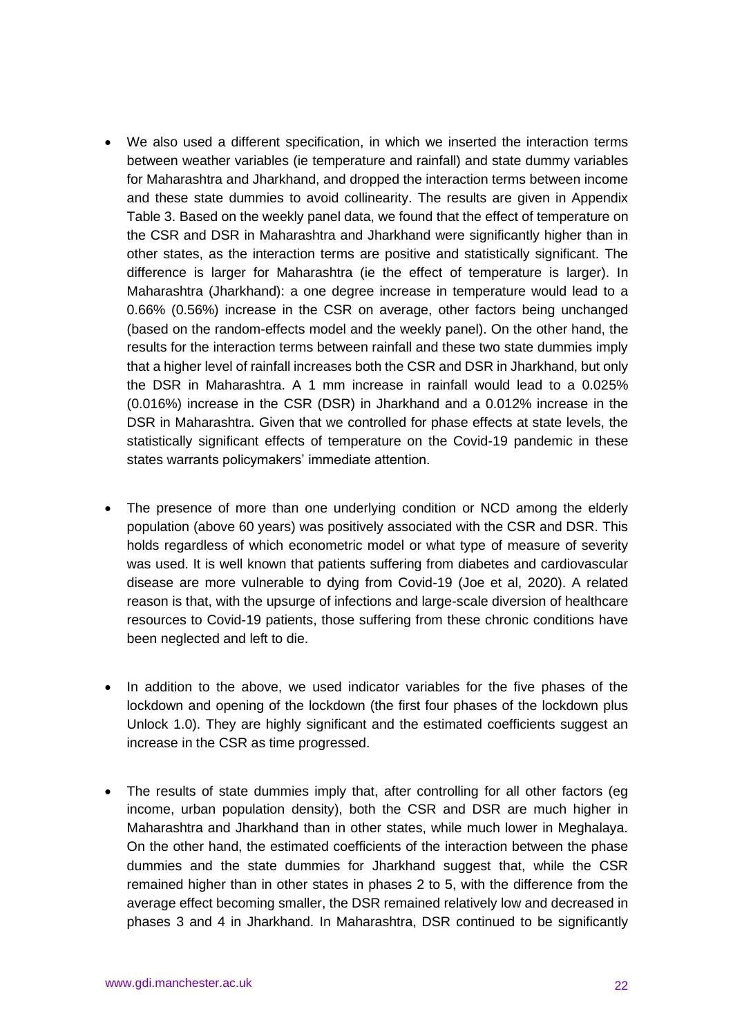- We also used a different specification, in which we inserted the interaction terms between weather variables (ie temperature and rainfall) and state dummy variables for Maharashtra and Jharkhand, and dropped the interaction terms between income and these state dummies to avoid collinearity. The results are given in Appendix Table 3. Based on the weekly panel data, we found that the effect of temperature on the CSR and DSR in Maharashtra and Jharkhand were significantly higher than in other states, as the interaction terms are positive and statistically significant. The difference is larger for Maharashtra (ie the effect of temperature is larger). In Maharashtra (Jharkhand): a one degree increase in temperature would lead to a 0.66% (0.56%) increase in the CSR on average, other factors being unchanged (based on the random-effects model and the weekly panel). On the other hand, the results for the interaction terms between rainfall and these two state dummies imply that a higher level of rainfall increases both the CSR and DSR in Jharkhand, but only the DSR in Maharashtra. A 1 mm increase in rainfall would lead to a 0.025% (0.016%) increase in the CSR (DSR) in Jharkhand and a 0.012% increase in the DSR in Maharashtra. Given that we controlled for phase effects at state levels, the statistically significant effects of temperature on the Covid-19 pandemic in these states warrants policymakers' immediate attention.

- The presence of more than one underlying condition or NCD among the elderly population (above 60 years) was positively associated with the CSR and DSR. This holds regardless of which econometric model or what type of measure of severity was used. It is well known that patients suffering from diabetes and cardiovascular disease are more vulnerable to dying from Covid-19 (Joe et al, 2020). A related reason is that, with the upsurge of infections and large-scale diversion of healthcare resources to Covid-19 patients, those suffering from these chronic conditions have been neglected and left to die.

- In addition to the above, we used indicator variables for the five phases of the lockdown and opening of the lockdown (the first four phases of the lockdown plus Unlock 1.0). They are highly significant and the estimated coefficients suggest an increase in the CSR as time progressed.

- The results of state dummies imply that, after controlling for all other factors (eg income, urban population density), both the CSR and DSR are much higher in Maharashtra and Jharkhand than in other states, while much lower in Meghalaya. On the other hand, the estimated coefficients of the interaction between the phase dummies and the state dummies for Jharkhand suggest that, while the CSR remained higher than in other states in phases 2 to 5, with the difference from the average effect becoming smaller, the DSR remained relatively low and decreased in phases 3 and 4 in Jharkhand. In Maharashtra, DSR continued to be significantly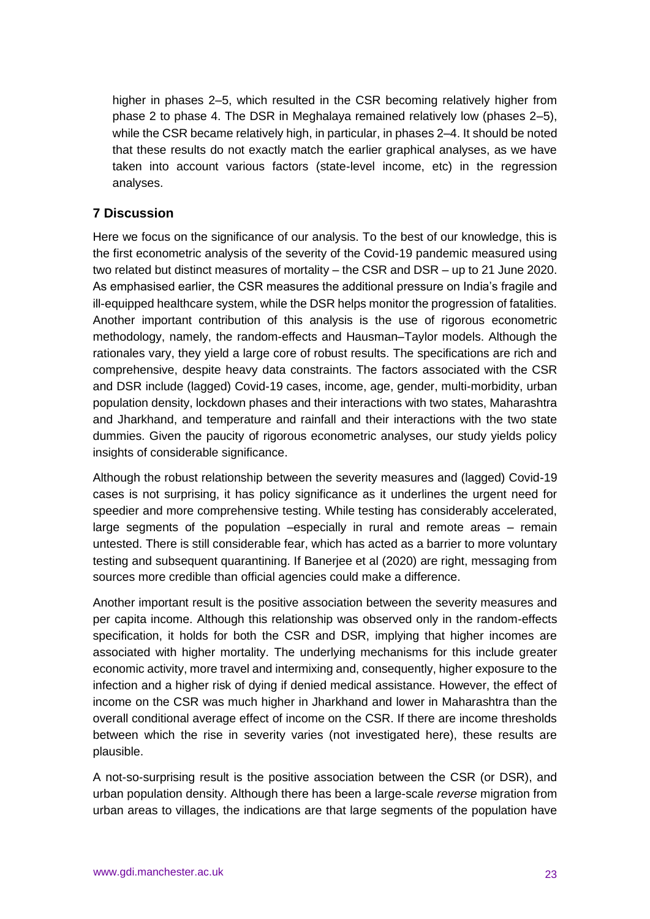higher in phases 2–5, which resulted in the CSR becoming relatively higher from phase 2 to phase 4. The DSR in Meghalaya remained relatively low (phases 2–5), while the CSR became relatively high, in particular, in phases 2–4. It should be noted that these results do not exactly match the earlier graphical analyses, as we have taken into account various factors (state-level income, etc) in the regression analyses.

## 7 Discussion

Here we focus on the significance of our analysis. To the best of our knowledge, this is the first econometric analysis of the severity of the Covid-19 pandemic measured using two related but distinct measures of mortality – the CSR and DSR – up to 21 June 2020. As emphasised earlier, the CSR measures the additional pressure on India's fragile and ill-equipped healthcare system, while the DSR helps monitor the progression of fatalities. Another important contribution of this analysis is the use of rigorous econometric methodology, namely, the random-effects and Hausman–Taylor models. Although the rationales vary, they yield a large core of robust results. The specifications are rich and comprehensive, despite heavy data constraints. The factors associated with the CSR and DSR include (lagged) Covid-19 cases, income, age, gender, multi-morbidity, urban population density, lockdown phases and their interactions with two states, Maharashtra and Jharkhand, and temperature and rainfall and their interactions with the two state dummies. Given the paucity of rigorous econometric analyses, our study yields policy insights of considerable significance.

Although the robust relationship between the severity measures and (lagged) Covid-19 cases is not surprising, it has policy significance as it underlines the urgent need for speedier and more comprehensive testing. While testing has considerably accelerated, large segments of the population –especially in rural and remote areas – remain untested. There is still considerable fear, which has acted as a barrier to more voluntary testing and subsequent quarantining. If Banerjee et al (2020) are right, messaging from sources more credible than official agencies could make a difference.

Another important result is the positive association between the severity measures and per capita income. Although this relationship was observed only in the random-effects specification, it holds for both the CSR and DSR, implying that higher incomes are associated with higher mortality. The underlying mechanisms for this include greater economic activity, more travel and intermixing and, consequently, higher exposure to the infection and a higher risk of dying if denied medical assistance. However, the effect of income on the CSR was much higher in Jharkhand and lower in Maharashtra than the overall conditional average effect of income on the CSR. If there are income thresholds between which the rise in severity varies (not investigated here), these results are plausible.

A not-so-surprising result is the positive association between the CSR (or DSR), and urban population density. Although there has been a large-scale *reverse* migration from urban areas to villages, the indications are that large segments of the population have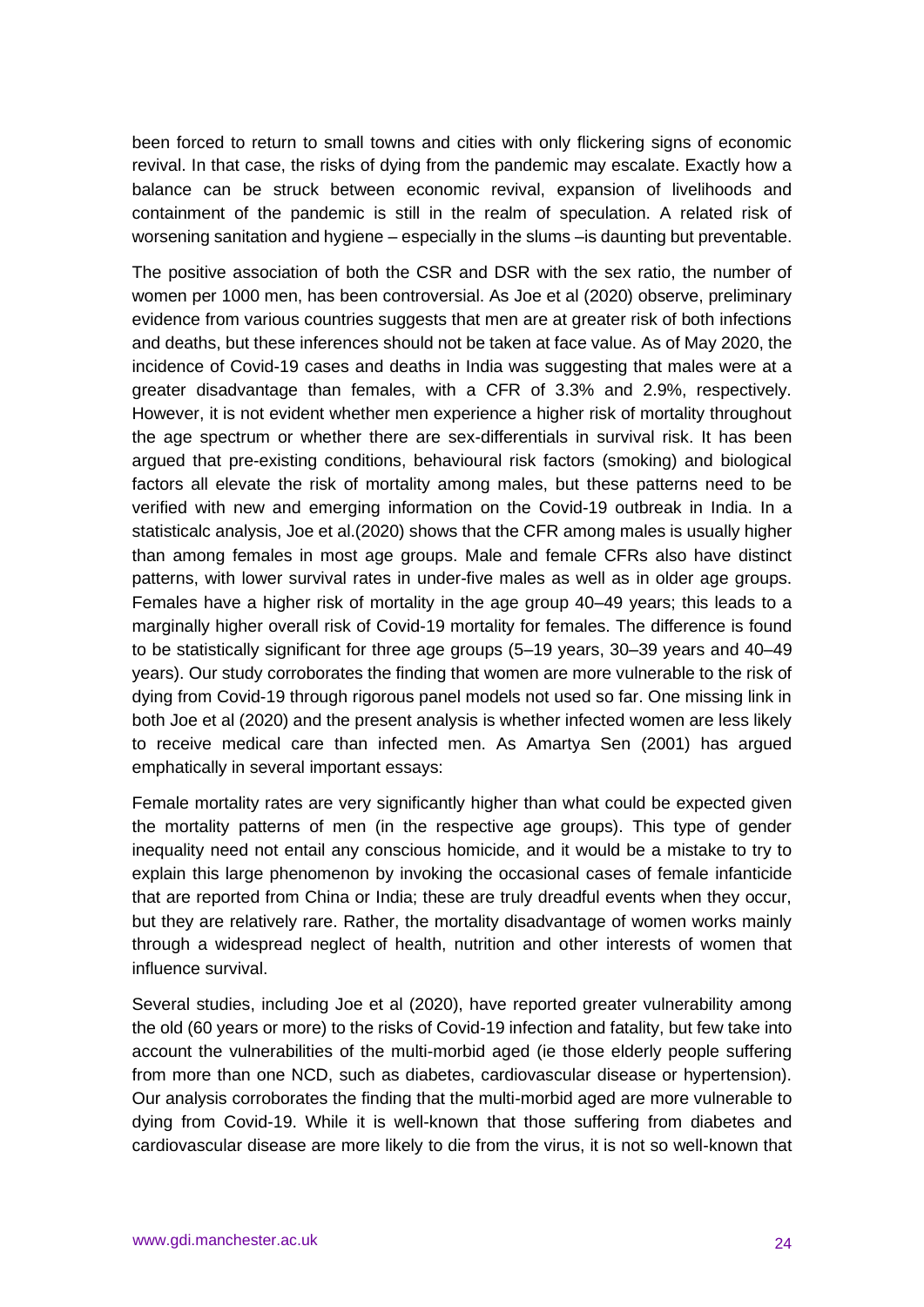been forced to return to small towns and cities with only flickering signs of economic revival. In that case, the risks of dying from the pandemic may escalate. Exactly how a balance can be struck between economic revival, expansion of livelihoods and containment of the pandemic is still in the realm of speculation. A related risk of worsening sanitation and hygiene – especially in the slums –is daunting but preventable.

The positive association of both the CSR and DSR with the sex ratio, the number of women per 1000 men, has been controversial. As Joe et al (2020) observe, preliminary evidence from various countries suggests that men are at greater risk of both infections and deaths, but these inferences should not be taken at face value. As of May 2020, the incidence of Covid-19 cases and deaths in India was suggesting that males were at a greater disadvantage than females, with a CFR of 3.3% and 2.9%, respectively. However, it is not evident whether men experience a higher risk of mortality throughout the age spectrum or whether there are sex-differentials in survival risk. It has been argued that pre-existing conditions, behavioural risk factors (smoking) and biological factors all elevate the risk of mortality among males, but these patterns need to be verified with new and emerging information on the Covid-19 outbreak in India. In a statisticalc analysis, Joe et al.(2020) shows that the CFR among males is usually higher than among females in most age groups. Male and female CFRs also have distinct patterns, with lower survival rates in under-five males as well as in older age groups. Females have a higher risk of mortality in the age group 40–49 years; this leads to a marginally higher overall risk of Covid-19 mortality for females. The difference is found to be statistically significant for three age groups (5–19 years, 30–39 years and 40–49 years). Our study corroborates the finding that women are more vulnerable to the risk of dying from Covid-19 through rigorous panel models not used so far. One missing link in both Joe et al (2020) and the present analysis is whether infected women are less likely to receive medical care than infected men. As Amartya Sen (2001) has argued emphatically in several important essays:

Female mortality rates are very significantly higher than what could be expected given the mortality patterns of men (in the respective age groups). This type of gender inequality need not entail any conscious homicide, and it would be a mistake to try to explain this large phenomenon by invoking the occasional cases of female infanticide that are reported from China or India; these are truly dreadful events when they occur, but they are relatively rare. Rather, the mortality disadvantage of women works mainly through a widespread neglect of health, nutrition and other interests of women that influence survival.

Several studies, including Joe et al (2020), have reported greater vulnerability among the old (60 years or more) to the risks of Covid-19 infection and fatality, but few take into account the vulnerabilities of the multi-morbid aged (ie those elderly people suffering from more than one NCD, such as diabetes, cardiovascular disease or hypertension). Our analysis corroborates the finding that the multi-morbid aged are more vulnerable to dying from Covid-19. While it is well-known that those suffering from diabetes and cardiovascular disease are more likely to die from the virus, it is not so well-known that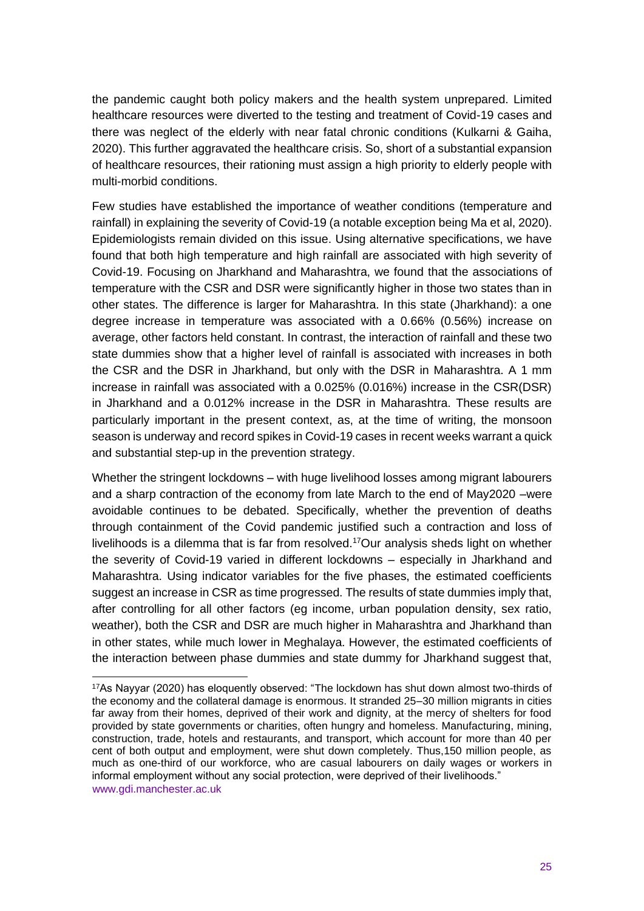the pandemic caught both policy makers and the health system unprepared. Limited healthcare resources were diverted to the testing and treatment of Covid-19 cases and there was neglect of the elderly with near fatal chronic conditions (Kulkarni & Gaiha, 2020). This further aggravated the healthcare crisis. So, short of a substantial expansion of healthcare resources, their rationing must assign a high priority to elderly people with multi-morbid conditions.

Few studies have established the importance of weather conditions (temperature and rainfall) in explaining the severity of Covid-19 (a notable exception being Ma et al, 2020). Epidemiologists remain divided on this issue. Using alternative specifications, we have found that both high temperature and high rainfall are associated with high severity of Covid-19. Focusing on Jharkhand and Maharashtra, we found that the associations of temperature with the CSR and DSR were significantly higher in those two states than in other states. The difference is larger for Maharashtra. In this state (Jharkhand): a one degree increase in temperature was associated with a 0.66% (0.56%) increase on average, other factors held constant. In contrast, the interaction of rainfall and these two state dummies show that a higher level of rainfall is associated with increases in both the CSR and the DSR in Jharkhand, but only with the DSR in Maharashtra. A 1 mm increase in rainfall was associated with a 0.025% (0.016%) increase in the CSR(DSR) in Jharkhand and a 0.012% increase in the DSR in Maharashtra. These results are particularly important in the present context, as, at the time of writing, the monsoon season is underway and record spikes in Covid-19 cases in recent weeks warrant a quick and substantial step-up in the prevention strategy.

Whether the stringent lockdowns – with huge livelihood losses among migrant labourers and a sharp contraction of the economy from late March to the end of May2020 –were avoidable continues to be debated. Specifically, whether the prevention of deaths through containment of the Covid pandemic justified such a contraction and loss of livelihoods is a dilemma that is far from resolved.[17]Our analysis sheds light on whether the severity of Covid-19 varied in different lockdowns – especially in Jharkhand and Maharashtra. Using indicator variables for the five phases, the estimated coefficients suggest an increase in CSR as time progressed. The results of state dummies imply that, after controlling for all other factors (eg income, urban population density, sex ratio, weather), both the CSR and DSR are much higher in Maharashtra and Jharkhand than in other states, while much lower in Meghalaya. However, the estimated coefficients of the interaction between phase dummies and state dummy for Jharkhand suggest that,

[17]As Nayyar (2020) has eloquently observed: "The lockdown has shut down almost two-thirds of the economy and the collateral damage is enormous. It stranded 25–30 million migrants in cities far away from their homes, deprived of their work and dignity, at the mercy of shelters for food provided by state governments or charities, often hungry and homeless. Manufacturing, mining, construction, trade, hotels and restaurants, and transport, which account for more than 40 per cent of both output and employment, were shut down completely. Thus,150 million people, as much as one-third of our workforce, who are casual labourers on daily wages or workers in informal employment without any social protection, were deprived of their livelihoods."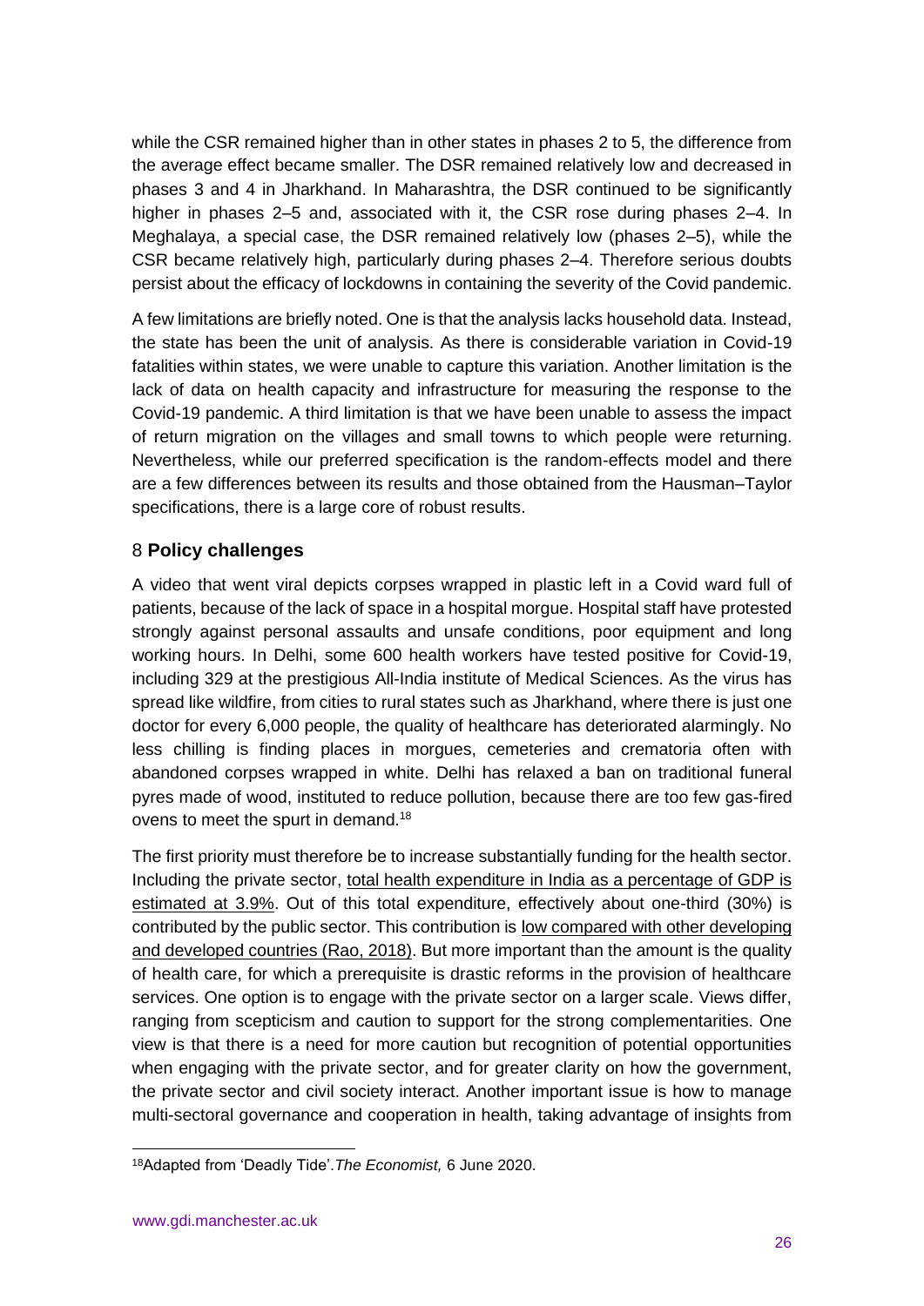while the CSR remained higher than in other states in phases 2 to 5, the difference from the average effect became smaller. The DSR remained relatively low and decreased in phases 3 and 4 in Jharkhand. In Maharashtra, the DSR continued to be significantly higher in phases 2–5 and, associated with it, the CSR rose during phases 2–4. In Meghalaya, a special case, the DSR remained relatively low (phases 2–5), while the CSR became relatively high, particularly during phases 2–4. Therefore serious doubts persist about the efficacy of lockdowns in containing the severity of the Covid pandemic.

A few limitations are briefly noted. One is that the analysis lacks household data. Instead, the state has been the unit of analysis. As there is considerable variation in Covid-19 fatalities within states, we were unable to capture this variation. Another limitation is the lack of data on health capacity and infrastructure for measuring the response to the Covid-19 pandemic. A third limitation is that we have been unable to assess the impact of return migration on the villages and small towns to which people were returning. Nevertheless, while our preferred specification is the random-effects model and there are a few differences between its results and those obtained from the Hausman–Taylor specifications, there is a large core of robust results.

## 8 **Policy challenges**

A video that went viral depicts corpses wrapped in plastic left in a Covid ward full of patients, because of the lack of space in a hospital morgue. Hospital staff have protested strongly against personal assaults and unsafe conditions, poor equipment and long working hours. In Delhi, some 600 health workers have tested positive for Covid-19, including 329 at the prestigious All-India institute of Medical Sciences. As the virus has spread like wildfire, from cities to rural states such as Jharkhand, where there is just one doctor for every 6,000 people, the quality of healthcare has deteriorated alarmingly. No less chilling is finding places in morgues, cemeteries and crematoria often with abandoned corpses wrapped in white. Delhi has relaxed a ban on traditional funeral pyres made of wood, instituted to reduce pollution, because there are too few gas-fired ovens to meet the spurt in demand.[18]

The first priority must therefore be to increase substantially funding for the health sector. Including the private sector, total health expenditure in India as a percentage of GDP is estimated at 3.9%. Out of this total expenditure, effectively about one-third (30%) is contributed by the public sector. This contribution is low compared with other developing and developed countries (Rao, 2018). But more important than the amount is the quality of health care, for which a prerequisite is drastic reforms in the provision of healthcare services. One option is to engage with the private sector on a larger scale. Views differ, ranging from scepticism and caution to support for the strong complementarities. One view is that there is a need for more caution but recognition of potential opportunities when engaging with the private sector, and for greater clarity on how the government, the private sector and civil society interact. Another important issue is how to manage multi-sectoral governance and cooperation in health, taking advantage of insights from

---

[18] Adapted from 'Deadly Tide'. *The Economist,* 6 June 2020.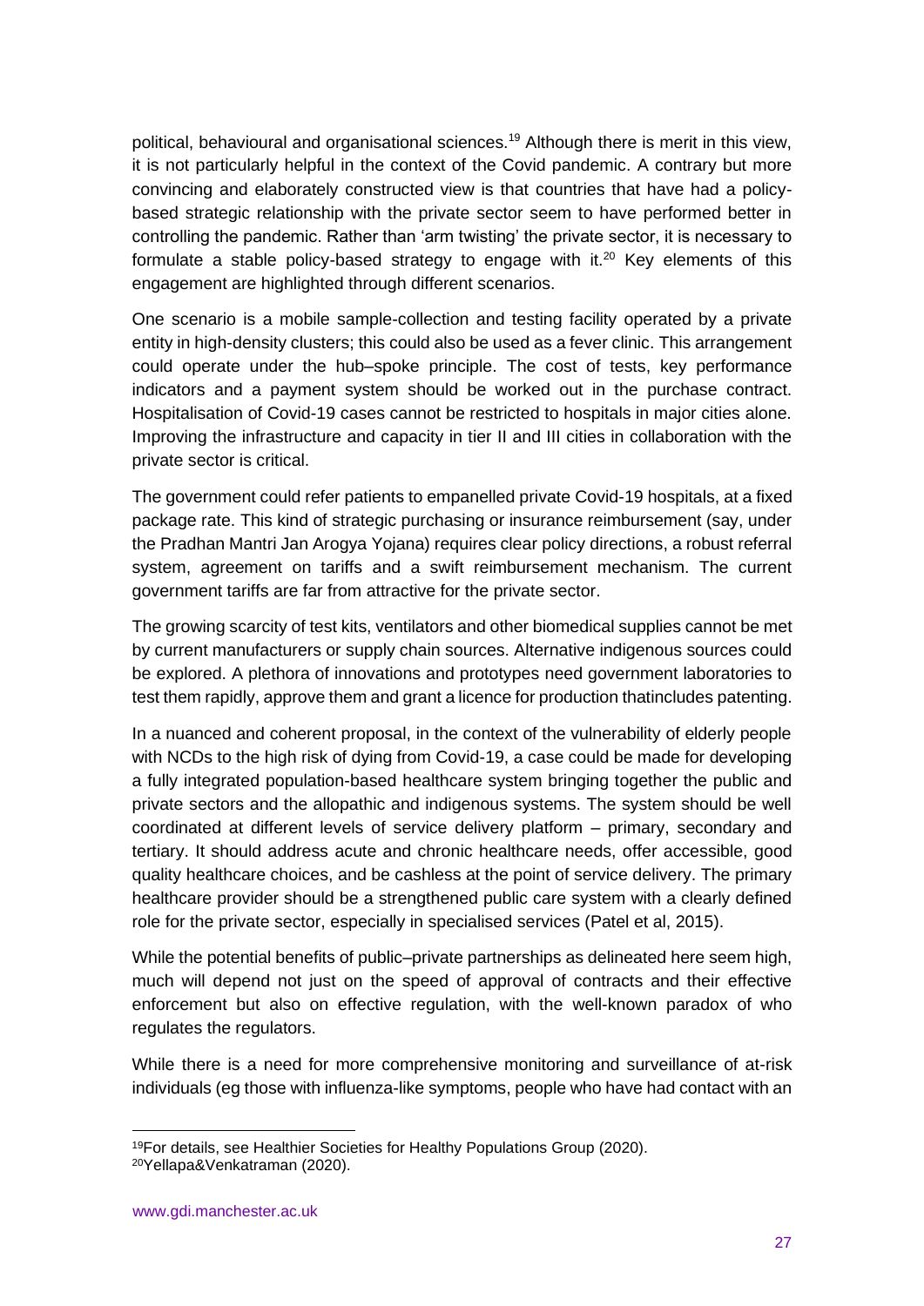political, behavioural and organisational sciences.[19] Although there is merit in this view, it is not particularly helpful in the context of the Covid pandemic. A contrary but more convincing and elaborately constructed view is that countries that have had a policy-based strategic relationship with the private sector seem to have performed better in controlling the pandemic. Rather than 'arm twisting' the private sector, it is necessary to formulate a stable policy-based strategy to engage with it.[20] Key elements of this engagement are highlighted through different scenarios.

One scenario is a mobile sample-collection and testing facility operated by a private entity in high-density clusters; this could also be used as a fever clinic. This arrangement could operate under the hub–spoke principle. The cost of tests, key performance indicators and a payment system should be worked out in the purchase contract. Hospitalisation of Covid-19 cases cannot be restricted to hospitals in major cities alone. Improving the infrastructure and capacity in tier II and III cities in collaboration with the private sector is critical.

The government could refer patients to empanelled private Covid-19 hospitals, at a fixed package rate. This kind of strategic purchasing or insurance reimbursement (say, under the Pradhan Mantri Jan Arogya Yojana) requires clear policy directions, a robust referral system, agreement on tariffs and a swift reimbursement mechanism. The current government tariffs are far from attractive for the private sector.

The growing scarcity of test kits, ventilators and other biomedical supplies cannot be met by current manufacturers or supply chain sources. Alternative indigenous sources could be explored. A plethora of innovations and prototypes need government laboratories to test them rapidly, approve them and grant a licence for production thatincludes patenting.

In a nuanced and coherent proposal, in the context of the vulnerability of elderly people with NCDs to the high risk of dying from Covid-19, a case could be made for developing a fully integrated population-based healthcare system bringing together the public and private sectors and the allopathic and indigenous systems. The system should be well coordinated at different levels of service delivery platform – primary, secondary and tertiary. It should address acute and chronic healthcare needs, offer accessible, good quality healthcare choices, and be cashless at the point of service delivery. The primary healthcare provider should be a strengthened public care system with a clearly defined role for the private sector, especially in specialised services (Patel et al, 2015).

While the potential benefits of public–private partnerships as delineated here seem high, much will depend not just on the speed of approval of contracts and their effective enforcement but also on effective regulation, with the well-known paradox of who regulates the regulators.

While there is a need for more comprehensive monitoring and surveillance of at-risk individuals (eg those with influenza-like symptoms, people who have had contact with an

[19] For details, see Healthier Societies for Healthy Populations Group (2020).

[20] Yellapa&Venkatraman (2020).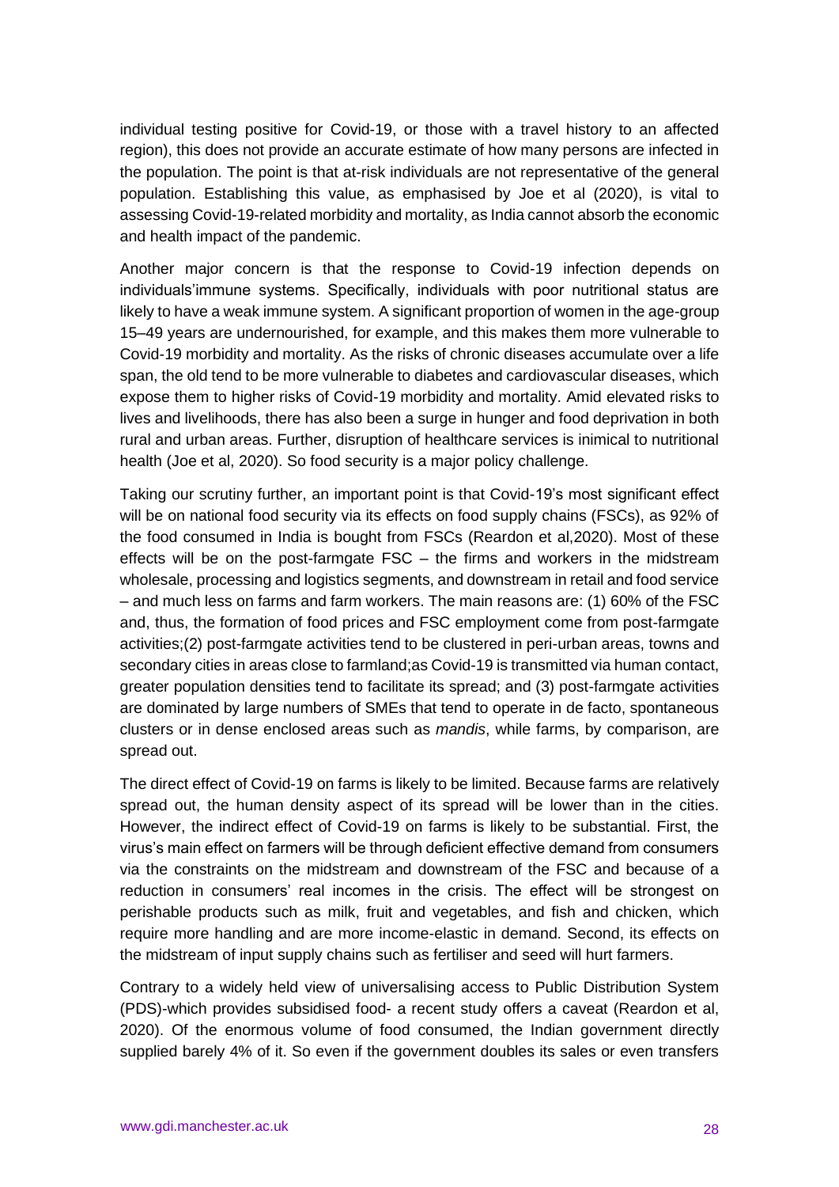individual testing positive for Covid-19, or those with a travel history to an affected region), this does not provide an accurate estimate of how many persons are infected in the population. The point is that at-risk individuals are not representative of the general population. Establishing this value, as emphasised by Joe et al (2020), is vital to assessing Covid-19-related morbidity and mortality, as India cannot absorb the economic and health impact of the pandemic.

Another major concern is that the response to Covid-19 infection depends on individuals'immune systems. Specifically, individuals with poor nutritional status are likely to have a weak immune system. A significant proportion of women in the age-group 15–49 years are undernourished, for example, and this makes them more vulnerable to Covid-19 morbidity and mortality. As the risks of chronic diseases accumulate over a life span, the old tend to be more vulnerable to diabetes and cardiovascular diseases, which expose them to higher risks of Covid-19 morbidity and mortality. Amid elevated risks to lives and livelihoods, there has also been a surge in hunger and food deprivation in both rural and urban areas. Further, disruption of healthcare services is inimical to nutritional health (Joe et al, 2020). So food security is a major policy challenge.

Taking our scrutiny further, an important point is that Covid-19's most significant effect will be on national food security via its effects on food supply chains (FSCs), as 92% of the food consumed in India is bought from FSCs (Reardon et al,2020). Most of these effects will be on the post-farmgate FSC – the firms and workers in the midstream wholesale, processing and logistics segments, and downstream in retail and food service – and much less on farms and farm workers. The main reasons are: (1) 60% of the FSC and, thus, the formation of food prices and FSC employment come from post-farmgate activities;(2) post-farmgate activities tend to be clustered in peri-urban areas, towns and secondary cities in areas close to farmland;as Covid-19 is transmitted via human contact, greater population densities tend to facilitate its spread; and (3) post-farmgate activities are dominated by large numbers of SMEs that tend to operate in de facto, spontaneous clusters or in dense enclosed areas such as *mandis*, while farms, by comparison, are spread out.

The direct effect of Covid-19 on farms is likely to be limited. Because farms are relatively spread out, the human density aspect of its spread will be lower than in the cities. However, the indirect effect of Covid-19 on farms is likely to be substantial. First, the virus's main effect on farmers will be through deficient effective demand from consumers via the constraints on the midstream and downstream of the FSC and because of a reduction in consumers' real incomes in the crisis. The effect will be strongest on perishable products such as milk, fruit and vegetables, and fish and chicken, which require more handling and are more income-elastic in demand. Second, its effects on the midstream of input supply chains such as fertiliser and seed will hurt farmers.

Contrary to a widely held view of universalising access to Public Distribution System (PDS)-which provides subsidised food- a recent study offers a caveat (Reardon et al, 2020). Of the enormous volume of food consumed, the Indian government directly supplied barely 4% of it. So even if the government doubles its sales or even transfers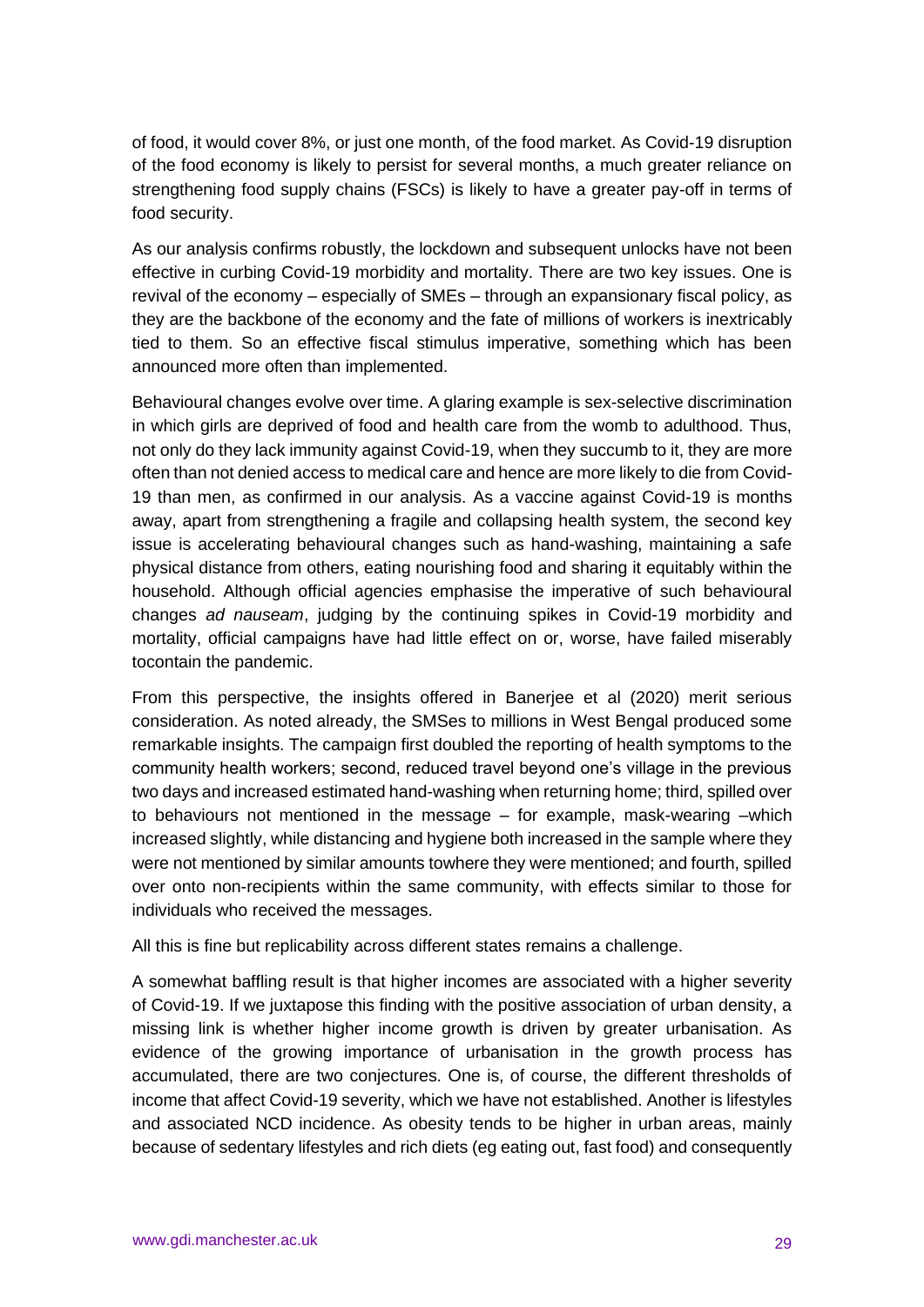of food, it would cover 8%, or just one month, of the food market. As Covid-19 disruption of the food economy is likely to persist for several months, a much greater reliance on strengthening food supply chains (FSCs) is likely to have a greater pay-off in terms of food security.

As our analysis confirms robustly, the lockdown and subsequent unlocks have not been effective in curbing Covid-19 morbidity and mortality. There are two key issues. One is revival of the economy – especially of SMEs – through an expansionary fiscal policy, as they are the backbone of the economy and the fate of millions of workers is inextricably tied to them. So an effective fiscal stimulus imperative, something which has been announced more often than implemented.

Behavioural changes evolve over time. A glaring example is sex-selective discrimination in which girls are deprived of food and health care from the womb to adulthood. Thus, not only do they lack immunity against Covid-19, when they succumb to it, they are more often than not denied access to medical care and hence are more likely to die from Covid-19 than men, as confirmed in our analysis. As a vaccine against Covid-19 is months away, apart from strengthening a fragile and collapsing health system, the second key issue is accelerating behavioural changes such as hand-washing, maintaining a safe physical distance from others, eating nourishing food and sharing it equitably within the household. Although official agencies emphasise the imperative of such behavioural changes *ad nauseam*, judging by the continuing spikes in Covid-19 morbidity and mortality, official campaigns have had little effect on or, worse, have failed miserably tocontain the pandemic.

From this perspective, the insights offered in Banerjee et al (2020) merit serious consideration. As noted already, the SMSes to millions in West Bengal produced some remarkable insights. The campaign first doubled the reporting of health symptoms to the community health workers; second, reduced travel beyond one's village in the previous two days and increased estimated hand-washing when returning home; third, spilled over to behaviours not mentioned in the message – for example, mask-wearing –which increased slightly, while distancing and hygiene both increased in the sample where they were not mentioned by similar amounts towhere they were mentioned; and fourth, spilled over onto non-recipients within the same community, with effects similar to those for individuals who received the messages.

All this is fine but replicability across different states remains a challenge.

A somewhat baffling result is that higher incomes are associated with a higher severity of Covid-19. If we juxtapose this finding with the positive association of urban density, a missing link is whether higher income growth is driven by greater urbanisation. As evidence of the growing importance of urbanisation in the growth process has accumulated, there are two conjectures. One is, of course, the different thresholds of income that affect Covid-19 severity, which we have not established. Another is lifestyles and associated NCD incidence. As obesity tends to be higher in urban areas, mainly because of sedentary lifestyles and rich diets (eg eating out, fast food) and consequently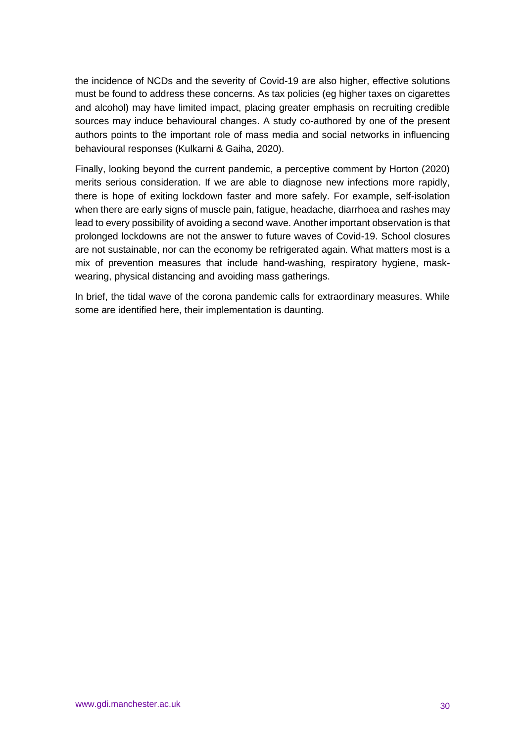the incidence of NCDs and the severity of Covid-19 are also higher, effective solutions must be found to address these concerns. As tax policies (eg higher taxes on cigarettes and alcohol) may have limited impact, placing greater emphasis on recruiting credible sources may induce behavioural changes. A study co-authored by one of the present authors points to the important role of mass media and social networks in influencing behavioural responses (Kulkarni & Gaiha, 2020).

Finally, looking beyond the current pandemic, a perceptive comment by Horton (2020) merits serious consideration. If we are able to diagnose new infections more rapidly, there is hope of exiting lockdown faster and more safely. For example, self-isolation when there are early signs of muscle pain, fatigue, headache, diarrhoea and rashes may lead to every possibility of avoiding a second wave. Another important observation is that prolonged lockdowns are not the answer to future waves of Covid-19. School closures are not sustainable, nor can the economy be refrigerated again. What matters most is a mix of prevention measures that include hand-washing, respiratory hygiene, mask-wearing, physical distancing and avoiding mass gatherings.

In brief, the tidal wave of the corona pandemic calls for extraordinary measures. While some are identified here, their implementation is daunting.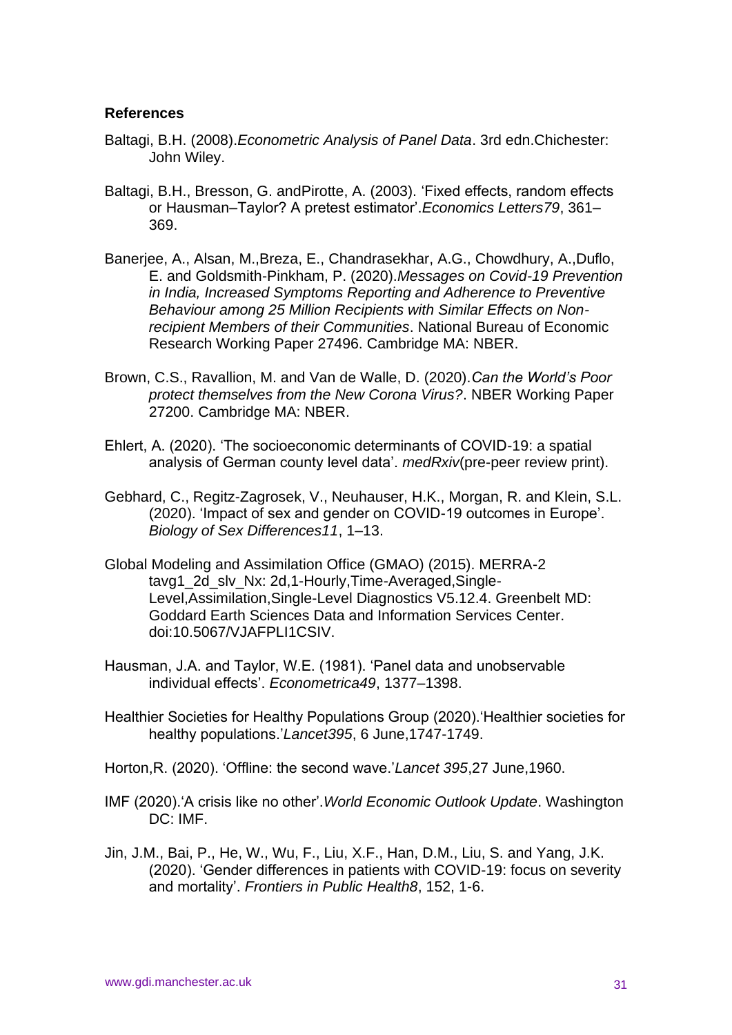**References**

Baltagi, B.H. (2008).*Econometric Analysis of Panel Data*. 3rd edn.Chichester: John Wiley.

Baltagi, B.H., Bresson, G. andPirotte, A. (2003). 'Fixed effects, random effects or Hausman–Taylor? A pretest estimator'.*Economics Letters79*, 361–369.

Banerjee, A., Alsan, M.,Breza, E., Chandrasekhar, A.G., Chowdhury, A.,Duflo, E. and Goldsmith-Pinkham, P. (2020).*Messages on Covid-19 Prevention in India, Increased Symptoms Reporting and Adherence to Preventive Behaviour among 25 Million Recipients with Similar Effects on Non-recipient Members of their Communities*. National Bureau of Economic Research Working Paper 27496. Cambridge MA: NBER.

Brown, C.S., Ravallion, M. and Van de Walle, D. (2020).*Can the World's Poor protect themselves from the New Corona Virus?*. NBER Working Paper 27200. Cambridge MA: NBER.

Ehlert, A. (2020). 'The socioeconomic determinants of COVID-19: a spatial analysis of German county level data'. *medRxiv*(pre-peer review print).

Gebhard, C., Regitz-Zagrosek, V., Neuhauser, H.K., Morgan, R. and Klein, S.L. (2020). 'Impact of sex and gender on COVID-19 outcomes in Europe'. *Biology of Sex Differences11*, 1–13.

Global Modeling and Assimilation Office (GMAO) (2015). MERRA-2 tavg1_2d_slv_Nx: 2d,1-Hourly,Time-Averaged,Single-Level,Assimilation,Single-Level Diagnostics V5.12.4. Greenbelt MD: Goddard Earth Sciences Data and Information Services Center. doi:10.5067/VJAFPLI1CSIV.

Hausman, J.A. and Taylor, W.E. (1981). 'Panel data and unobservable individual effects'. *Econometrica49*, 1377–1398.

Healthier Societies for Healthy Populations Group (2020).'Healthier societies for healthy populations.'*Lancet395*, 6 June,1747-1749.

Horton,R. (2020). 'Offline: the second wave.'*Lancet 395*,27 June,1960.

IMF (2020).'A crisis like no other'.*World Economic Outlook Update*. Washington DC: IMF.

Jin, J.M., Bai, P., He, W., Wu, F., Liu, X.F., Han, D.M., Liu, S. and Yang, J.K. (2020). 'Gender differences in patients with COVID-19: focus on severity and mortality'. *Frontiers in Public Health8*, 152, 1-6.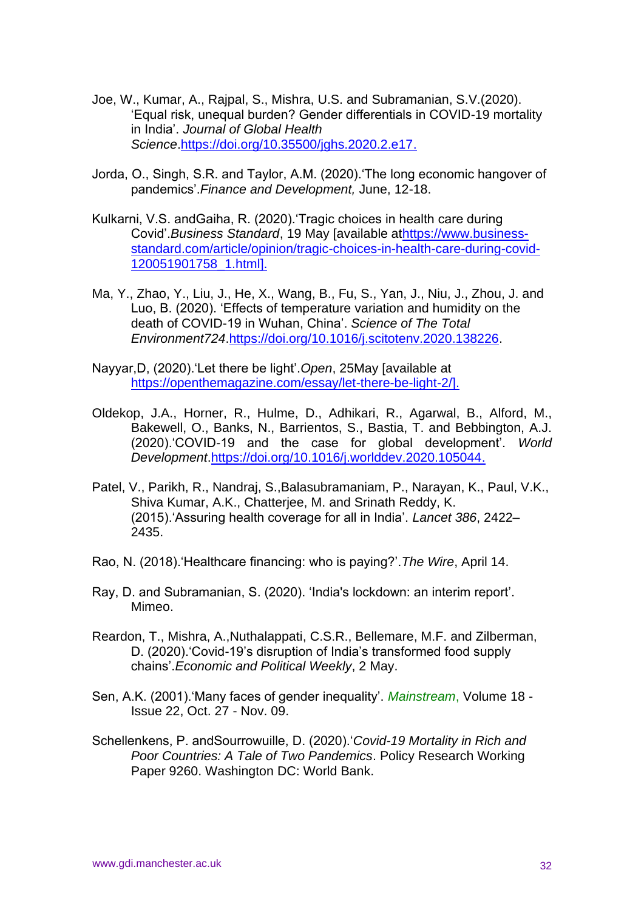Joe, W., Kumar, A., Rajpal, S., Mishra, U.S. and Subramanian, S.V.(2020). 'Equal risk, unequal burden? Gender differentials in COVID-19 mortality in India'. *Journal of Global Health Science*.https://doi.org/10.35500/jghs.2020.2.e17.

Jorda, O., Singh, S.R. and Taylor, A.M. (2020).'The long economic hangover of pandemics'.*Finance and Development,* June, 12-18.

Kulkarni, V.S. andGaiha, R. (2020).'Tragic choices in health care during Covid'.*Business Standard*, 19 May [available athttps://www.business-standard.com/article/opinion/tragic-choices-in-health-care-during-covid-120051901758_1.html].

Ma, Y., Zhao, Y., Liu, J., He, X., Wang, B., Fu, S., Yan, J., Niu, J., Zhou, J. and Luo, B. (2020). 'Effects of temperature variation and humidity on the death of COVID-19 in Wuhan, China'. *Science of The Total Environment724*.https://doi.org/10.1016/j.scitotenv.2020.138226.

Nayyar,D, (2020).'Let there be light'.*Open*, 25May [available at https://openthemagazine.com/essay/let-there-be-light-2/].

Oldekop, J.A., Horner, R., Hulme, D., Adhikari, R., Agarwal, B., Alford, M., Bakewell, O., Banks, N., Barrientos, S., Bastia, T. and Bebbington, A.J. (2020).'COVID-19 and the case for global development'. *World Development*.https://doi.org/10.1016/j.worlddev.2020.105044.

Patel, V., Parikh, R., Nandraj, S.,Balasubramaniam, P., Narayan, K., Paul, V.K., Shiva Kumar, A.K., Chatterjee, M. and Srinath Reddy, K. (2015).'Assuring health coverage for all in India'. *Lancet 386*, 2422–2435.

Rao, N. (2018).'Healthcare financing: who is paying?'.*The Wire*, April 14.

Ray, D. and Subramanian, S. (2020). 'India's lockdown: an interim report'. Mimeo.

Reardon, T., Mishra, A.,Nuthalappati, C.S.R., Bellemare, M.F. and Zilberman, D. (2020).'Covid-19's disruption of India's transformed food supply chains'.*Economic and Political Weekly*, 2 May.

Sen, A.K. (2001).'Many faces of gender inequality'. *Mainstream*, Volume 18 - Issue 22, Oct. 27 - Nov. 09.

Schellenkens, P. andSourrowuille, D. (2020).'*Covid-19 Mortality in Rich and Poor Countries: A Tale of Two Pandemics*. Policy Research Working Paper 9260. Washington DC: World Bank.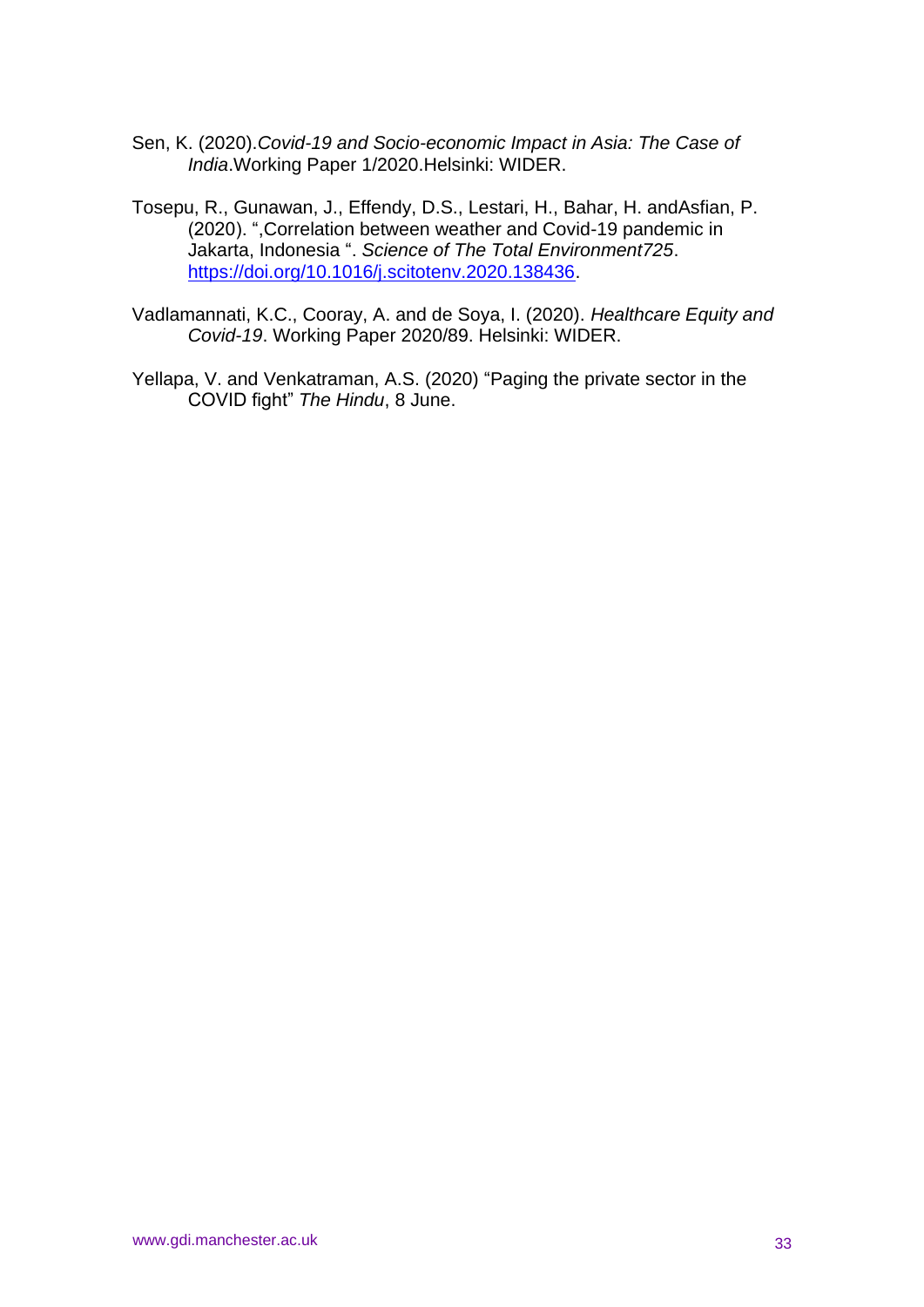Sen, K. (2020).*Covid-19 and Socio-economic Impact in Asia: The Case of India*.Working Paper 1/2020.Helsinki: WIDER.

Tosepu, R., Gunawan, J., Effendy, D.S., Lestari, H., Bahar, H. andAsfian, P. (2020). ",Correlation between weather and Covid-19 pandemic in Jakarta, Indonesia ". *Science of The Total Environment725*. https://doi.org/10.1016/j.scitotenv.2020.138436.

Vadlamannati, K.C., Cooray, A. and de Soya, I. (2020). *Healthcare Equity and Covid-19*. Working Paper 2020/89. Helsinki: WIDER.

Yellapa, V. and Venkatraman, A.S. (2020) "Paging the private sector in the COVID fight" *The Hindu*, 8 June.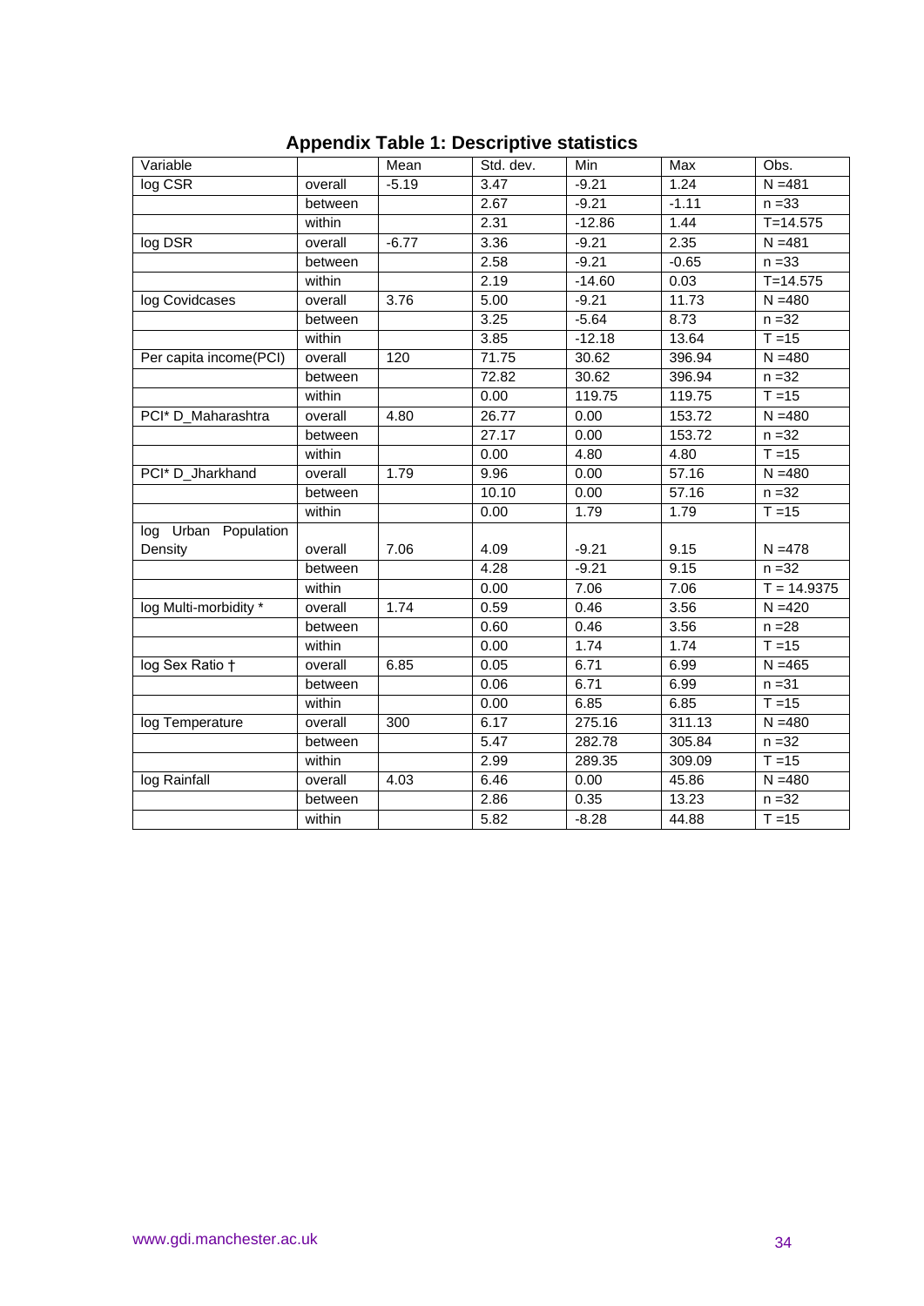## Appendix Table 1: Descriptive statistics

| Variable | | Mean | Std. dev. | Min | Max | Obs. |
|---|---|---|---|---|---|---|
| log CSR | overall | -5.19 | 3.47 | -9.21 | 1.24 | N =481 |
| | between | | 2.67 | -9.21 | -1.11 | n =33 |
| | within | | 2.31 | -12.86 | 1.44 | T=14.575 |
| log DSR | overall | -6.77 | 3.36 | -9.21 | 2.35 | N =481 |
| | between | | 2.58 | -9.21 | -0.65 | n =33 |
| | within | | 2.19 | -14.60 | 0.03 | T=14.575 |
| log Covidcases | overall | 3.76 | 5.00 | -9.21 | 11.73 | N =480 |
| | between | | 3.25 | -5.64 | 8.73 | n =32 |
| | within | | 3.85 | -12.18 | 13.64 | T =15 |
| Per capita income(PCI) | overall | 120 | 71.75 | 30.62 | 396.94 | N =480 |
| | between | | 72.82 | 30.62 | 396.94 | n =32 |
| | within | | 0.00 | 119.75 | 119.75 | T =15 |
| PCI* D_Maharashtra | overall | 4.80 | 26.77 | 0.00 | 153.72 | N =480 |
| | between | | 27.17 | 0.00 | 153.72 | n =32 |
| | within | | 0.00 | 4.80 | 4.80 | T =15 |
| PCI* D_Jharkhand | overall | 1.79 | 9.96 | 0.00 | 57.16 | N =480 |
| | between | | 10.10 | 0.00 | 57.16 | n =32 |
| | within | | 0.00 | 1.79 | 1.79 | T =15 |
| log Urban Population Density | overall | 7.06 | 4.09 | -9.21 | 9.15 | N =478 |
| | between | | 4.28 | -9.21 | 9.15 | n =32 |
| | within | | 0.00 | 7.06 | 7.06 | T = 14.9375 |
| log Multi-morbidity * | overall | 1.74 | 0.59 | 0.46 | 3.56 | N =420 |
| | between | | 0.60 | 0.46 | 3.56 | n =28 |
| | within | | 0.00 | 1.74 | 1.74 | T =15 |
| log Sex Ratio † | overall | 6.85 | 0.05 | 6.71 | 6.99 | N =465 |
| | between | | 0.06 | 6.71 | 6.99 | n =31 |
| | within | | 0.00 | 6.85 | 6.85 | T =15 |
| log Temperature | overall | 300 | 6.17 | 275.16 | 311.13 | N =480 |
| | between | | 5.47 | 282.78 | 305.84 | n =32 |
| | within | | 2.99 | 289.35 | 309.09 | T =15 |
| log Rainfall | overall | 4.03 | 6.46 | 0.00 | 45.86 | N =480 |
| | between | | 2.86 | 0.35 | 13.23 | n =32 |
| | within | | 5.82 | -8.28 | 44.88 | T =15 |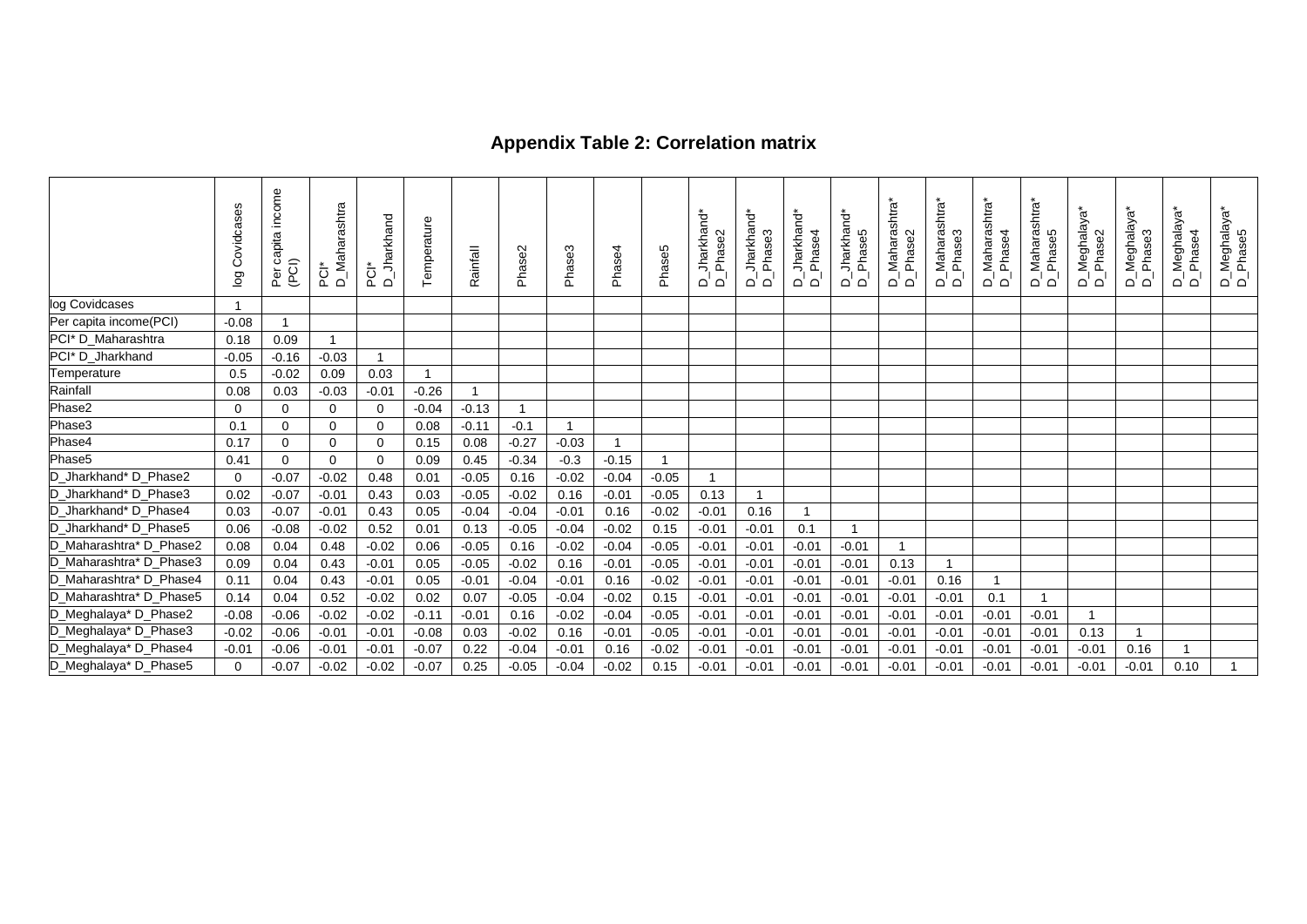# Appendix Table 2: Correlation matrix

| | log Covidcases | Per capita income (PCI) | PCI* D_Maharashtra | PCI* D_Jharkhand | Temperature | Rainfall | Phase2 | Phase3 | Phase4 | Phase5 | D_Jharkhand* D_Phase2 | D_Jharkhand* D_Phase3 | D_Jharkhand* D_Phase4 | D_Jharkhand* D_Phase5 | D_Maharashtra* D_Phase2 | D_Maharashtra* D_Phase3 | D_Maharashtra* D_Phase4 | D_Maharashtra* D_Phase5 | D_Meghalaya* D_Phase2 | D_Meghalaya* D_Phase3 | D_Meghalaya* D_Phase4 | D_Meghalaya* D_Phase5 |
|---|---|---|---|---|---|---|---|---|---|---|---|---|---|---|---|---|---|---|---|---|---|---|
| log Covidcases | 1 | | | | | | | | | | | | | | | | | | | | | |
| Per capita income(PCI) | -0.08 | 1 | | | | | | | | | | | | | | | | | | | | |
| PCI* D_Maharashtra | 0.18 | 0.09 | 1 | | | | | | | | | | | | | | | | | | | |
| PCI* D_Jharkhand | -0.05 | -0.16 | -0.03 | 1 | | | | | | | | | | | | | | | | | | |
| Temperature | 0.5 | -0.02 | 0.09 | 0.03 | 1 | | | | | | | | | | | | | | | | | |
| Rainfall | 0.08 | 0.03 | -0.03 | -0.01 | -0.26 | 1 | | | | | | | | | | | | | | | | |
| Phase2 | 0 | 0 | 0 | 0 | -0.04 | -0.13 | 1 | | | | | | | | | | | | | | | |
| Phase3 | 0.1 | 0 | 0 | 0 | 0.08 | -0.11 | -0.1 | 1 | | | | | | | | | | | | | | |
| Phase4 | 0.17 | 0 | 0 | 0 | 0.15 | 0.08 | -0.27 | -0.03 | 1 | | | | | | | | | | | | | |
| Phase5 | 0.41 | 0 | 0 | 0 | 0.09 | 0.45 | -0.34 | -0.3 | -0.15 | 1 | | | | | | | | | | | | |
| D_Jharkhand* D_Phase2 | 0 | -0.07 | -0.02 | 0.48 | 0.01 | -0.05 | 0.16 | -0.02 | -0.04 | -0.05 | 1 | | | | | | | | | | | |
| D_Jharkhand* D_Phase3 | 0.02 | -0.07 | -0.01 | 0.43 | 0.03 | -0.05 | -0.02 | 0.16 | -0.01 | -0.05 | 0.13 | 1 | | | | | | | | | | |
| D_Jharkhand* D_Phase4 | 0.03 | -0.07 | -0.01 | 0.43 | 0.05 | -0.04 | -0.04 | -0.01 | 0.16 | -0.02 | -0.01 | 0.16 | 1 | | | | | | | | | |
| D_Jharkhand* D_Phase5 | 0.06 | -0.08 | -0.02 | 0.52 | 0.01 | 0.13 | -0.05 | -0.04 | -0.02 | 0.15 | -0.01 | -0.01 | 0.1 | 1 | | | | | | | | |
| D_Maharashtra* D_Phase2 | 0.08 | 0.04 | 0.48 | -0.02 | 0.06 | -0.05 | 0.16 | -0.02 | -0.04 | -0.05 | -0.01 | -0.01 | -0.01 | -0.01 | 1 | | | | | | | |
| D_Maharashtra* D_Phase3 | 0.09 | 0.04 | 0.43 | -0.01 | 0.05 | -0.05 | -0.02 | 0.16 | -0.01 | -0.05 | -0.01 | -0.01 | -0.01 | -0.01 | 0.13 | 1 | | | | | | |
| D_Maharashtra* D_Phase4 | 0.11 | 0.04 | 0.43 | -0.01 | 0.05 | -0.01 | -0.04 | -0.01 | 0.16 | -0.02 | -0.01 | -0.01 | -0.01 | -0.01 | -0.01 | 0.16 | 1 | | | | | |
| D_Maharashtra* D_Phase5 | 0.14 | 0.04 | 0.52 | -0.02 | 0.02 | 0.07 | -0.05 | -0.04 | -0.02 | 0.15 | -0.01 | -0.01 | -0.01 | -0.01 | -0.01 | -0.01 | 0.1 | 1 | | | | |
| D_Meghalaya* D_Phase2 | -0.08 | -0.06 | -0.02 | -0.02 | -0.11 | -0.01 | 0.16 | -0.02 | -0.04 | -0.05 | -0.01 | -0.01 | -0.01 | -0.01 | -0.01 | -0.01 | -0.01 | -0.01 | 1 | | | |
| D_Meghalaya* D_Phase3 | -0.02 | -0.06 | -0.01 | -0.01 | -0.08 | 0.03 | -0.02 | 0.16 | -0.01 | -0.05 | -0.01 | -0.01 | -0.01 | -0.01 | -0.01 | -0.01 | -0.01 | -0.01 | 0.13 | 1 | | |
| D_Meghalaya* D_Phase4 | -0.01 | -0.06 | -0.01 | -0.01 | -0.07 | 0.22 | -0.04 | -0.01 | 0.16 | -0.02 | -0.01 | -0.01 | -0.01 | -0.01 | -0.01 | -0.01 | -0.01 | -0.01 | -0.01 | 0.16 | 1 | |
| D_Meghalaya* D_Phase5 | 0 | -0.07 | -0.02 | -0.02 | -0.07 | 0.25 | -0.05 | -0.04 | -0.02 | 0.15 | -0.01 | -0.01 | -0.01 | -0.01 | -0.01 | -0.01 | -0.01 | -0.01 | -0.01 | -0.01 | 0.10 | 1 |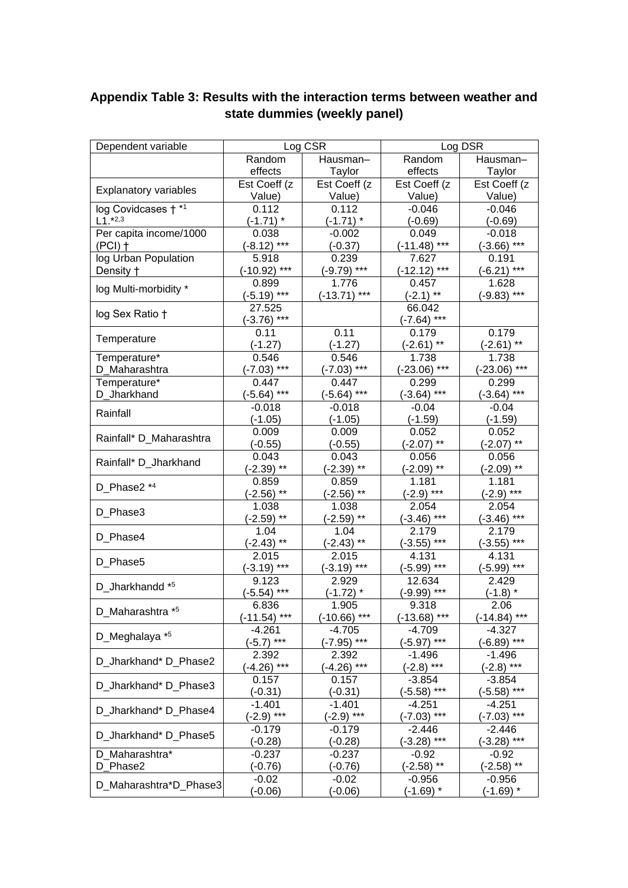**Appendix Table 3: Results with the interaction terms between weather and state dummies (weekly panel)**

| Dependent variable | Log CSR | | Log DSR | |
|---|---|---|---|---|
| | Random effects | Hausman–Taylor | Random effects | Hausman–Taylor |
| Explanatory variables | Est Coeff (z Value) | Est Coeff (z Value) | Est Coeff (z Value) | Est Coeff (z Value) |
| log Covidcases † *[1] L1.*[2,3] | 0.112 (-1.71) * | 0.112 (-1.71) * | -0.046 (-0.69) | -0.046 (-0.69) |
| Per capita income/1000 (PCI) † | 0.038 (-8.12) *** | -0.002 (-0.37) | 0.049 (-11.48) *** | -0.018 (-3.66) *** |
| log Urban Population Density † | 5.918 (-10.92) *** | 0.239 (-9.79) *** | 7.627 (-12.12) *** | 0.191 (-6.21) *** |
| log Multi-morbidity * | 0.899 (-5.19) *** | 1.776 (-13.71) *** | 0.457 (-2.1) ** | 1.628 (-9.83) *** |
| log Sex Ratio † | 27.525 (-3.76) *** | | 66.042 (-7.64) *** | |
| Temperature | 0.11 (-1.27) | 0.11 (-1.27) | 0.179 (-2.61) ** | 0.179 (-2.61) ** |
| Temperature* D_Maharashtra | 0.546 (-7.03) *** | 0.546 (-7.03) *** | 1.738 (-23.06) *** | 1.738 (-23.06) *** |
| Temperature* D_Jharkhand | 0.447 (-5.64) *** | 0.447 (-5.64) *** | 0.299 (-3.64) *** | 0.299 (-3.64) *** |
| Rainfall | -0.018 (-1.05) | -0.018 (-1.05) | -0.04 (-1.59) | -0.04 (-1.59) |
| Rainfall* D_Maharashtra | 0.009 (-0.55) | 0.009 (-0.55) | 0.052 (-2.07) ** | 0.052 (-2.07) ** |
| Rainfall* D_Jharkhand | 0.043 (-2.39) ** | 0.043 (-2.39) ** | 0.056 (-2.09) ** | 0.056 (-2.09) ** |
| D_Phase2 *[4] | 0.859 (-2.56) ** | 0.859 (-2.56) ** | 1.181 (-2.9) *** | 1.181 (-2.9) *** |
| D_Phase3 | 1.038 (-2.59) ** | 1.038 (-2.59) ** | 2.054 (-3.46) *** | 2.054 (-3.46) *** |
| D_Phase4 | 1.04 (-2.43) ** | 1.04 (-2.43) ** | 2.179 (-3.55) *** | 2.179 (-3.55) *** |
| D_Phase5 | 2.015 (-3.19) *** | 2.015 (-3.19) *** | 4.131 (-5.99) *** | 4.131 (-5.99) *** |
| D_Jharkhandd *[5] | 9.123 (-5.54) *** | 2.929 (-1.72) * | 12.634 (-9.99) *** | 2.429 (-1.8) * |
| D_Maharashtra *[5] | 6.836 (-11.54) *** | 1.905 (-10.66) *** | 9.318 (-13.68) *** | 2.06 (-14.84) *** |
| D_Meghalaya *[5] | -4.261 (-5.7) *** | -4.705 (-7.95) *** | -4.709 (-5.97) *** | -4.327 (-6.89) *** |
| D_Jharkhand* D_Phase2 | 2.392 (-4.26) *** | 2.392 (-4.26) *** | -1.496 (-2.8) *** | -1.496 (-2.8) *** |
| D_Jharkhand* D_Phase3 | 0.157 (-0.31) | 0.157 (-0.31) | -3.854 (-5.58) *** | -3.854 (-5.58) *** |
| D_Jharkhand* D_Phase4 | -1.401 (-2.9) *** | -1.401 (-2.9) *** | -4.251 (-7.03) *** | -4.251 (-7.03) *** |
| D_Jharkhand* D_Phase5 | -0.179 (-0.28) | -0.179 (-0.28) | -2.446 (-3.28) *** | -2.446 (-3.28) *** |
| D_Maharashtra* D_Phase2 | -0.237 (-0.76) | -0.237 (-0.76) | -0.92 (-2.58) ** | -0.92 (-2.58) ** |
| D_Maharashtra*D_Phase3 | -0.02 (-0.06) | -0.02 (-0.06) | -0.956 (-1.69) * | -0.956 (-1.69) * |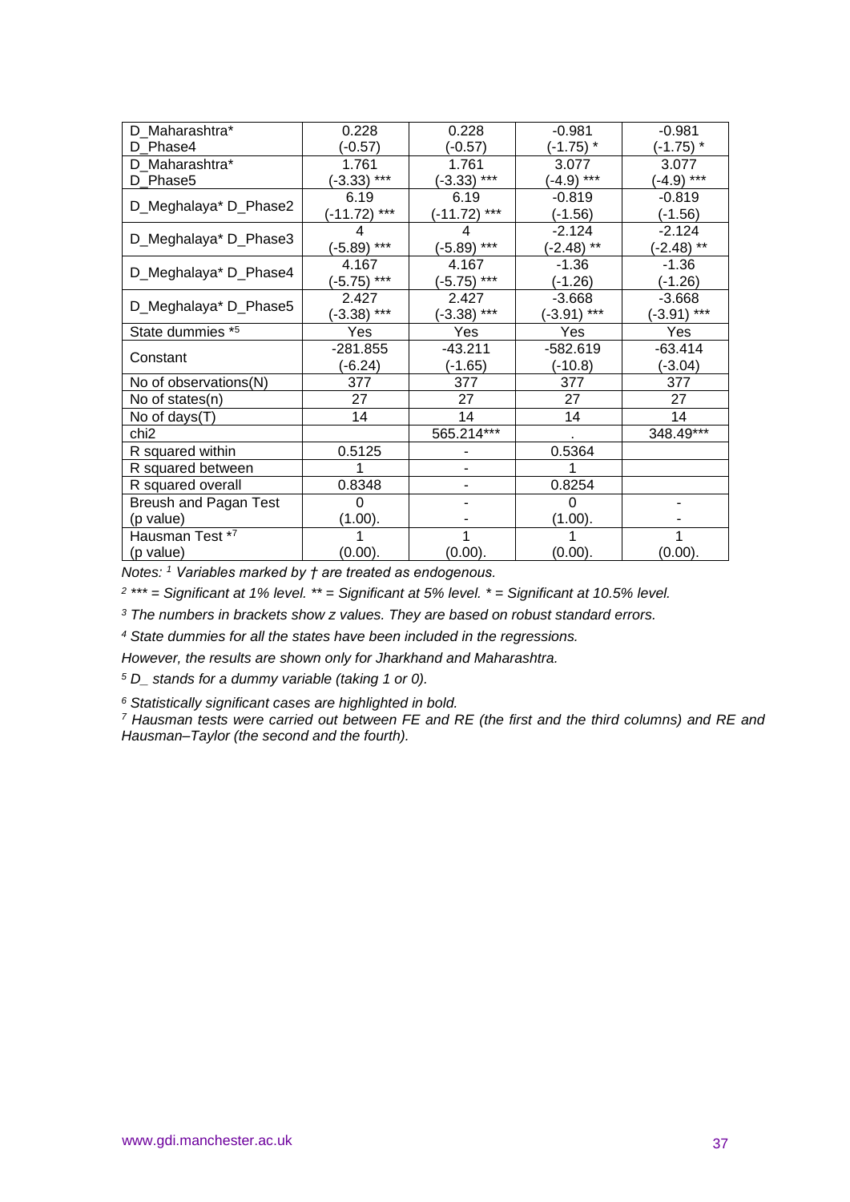| | | | | |
|---|---|---|---|---|
| D_Maharashtra* D_Phase4 | 0.228 (-0.57) | 0.228 (-0.57) | -0.981 (-1.75) * | -0.981 (-1.75) * |
| D_Maharashtra* D_Phase5 | 1.761 (-3.33) *** | 1.761 (-3.33) *** | 3.077 (-4.9) *** | 3.077 (-4.9) *** |
| D_Meghalaya* D_Phase2 | 6.19 (-11.72) *** | 6.19 (-11.72) *** | -0.819 (-1.56) | -0.819 (-1.56) |
| D_Meghalaya* D_Phase3 | 4 (-5.89) *** | 4 (-5.89) *** | -2.124 (-2.48) ** | -2.124 (-2.48) ** |
| D_Meghalaya* D_Phase4 | 4.167 (-5.75) *** | 4.167 (-5.75) *** | -1.36 (-1.26) | -1.36 (-1.26) |
| D_Meghalaya* D_Phase5 | 2.427 (-3.38) *** | 2.427 (-3.38) *** | -3.668 (-3.91) *** | -3.668 (-3.91) *** |
| State dummies *5 | Yes | Yes | Yes | Yes |
| Constant | -281.855 (-6.24) | -43.211 (-1.65) | -582.619 (-10.8) | -63.414 (-3.04) |
| No of observations(N) | 377 | 377 | 377 | 377 |
| No of states(n) | 27 | 27 | 27 | 27 |
| No of days(T) | 14 | 14 | 14 | 14 |
| chi2 | | 565.214*** | . | 348.49*** |
| R squared within | 0.5125 | - | 0.5364 | |
| R squared between | 1 | - | 1 | |
| R squared overall | 0.8348 | - | 0.8254 | |
| Breush and Pagan Test (p value) | 0 (1.00). | - | 0 (1.00). | - |
| Hausman Test *7 (p value) | 1 (0.00). | 1 (0.00). | 1 (0.00). | 1 (0.00). |

*Notes: [1] Variables marked by † are treated as endogenous.*

*[2] *** = Significant at 1% level. ** = Significant at 5% level. * = Significant at 10.5% level.*

*[3] The numbers in brackets show z values. They are based on robust standard errors.*

*[4] State dummies for all the states have been included in the regressions.*

*However, the results are shown only for Jharkhand and Maharashtra.*

*[5] D_ stands for a dummy variable (taking 1 or 0).*

*[6] Statistically significant cases are highlighted in bold.*

*[7] Hausman tests were carried out between FE and RE (the first and the third columns) and RE and Hausman–Taylor (the second and the fourth).*